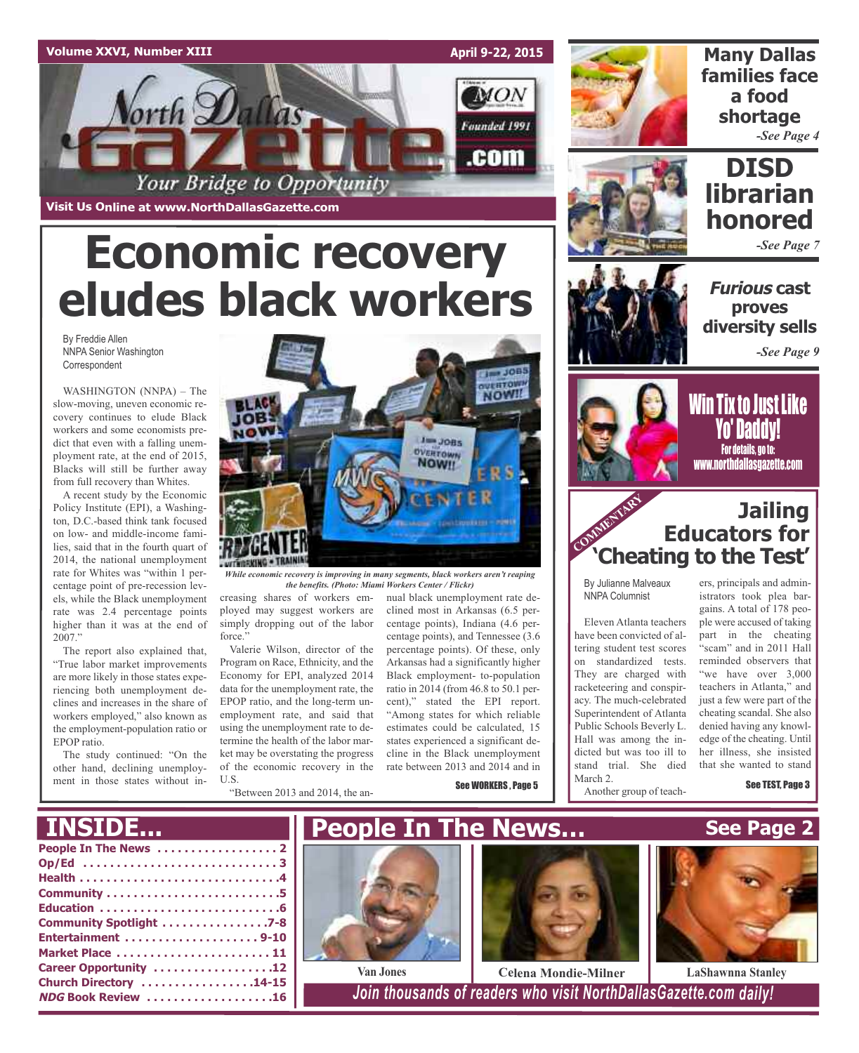Volume XXVI, Number XIII

April 9-22, 2015

# North Dallas Gazette

Your Bridge to Opportunity

Founded 1991

Visit Us Online at www.NorthDallasGazette.com

# Economic recovery eludes black workers

By Freddie Allen
NNPA Senior Washington Correspondent

WASHINGTON (NNPA) – The slow-moving, uneven economic recovery continues to elude Black workers and some economists predict that even with a falling unemployment rate, at the end of 2015, Blacks will still be further away from full recovery than Whites.

A recent study by the Economic Policy Institute (EPI), a Washington, D.C.-based think tank focused on low- and middle-income families, said that in the fourth quart of 2014, the national unemployment rate for Whites was "within 1 percentage point of pre-recession levels, while the Black unemployment rate was 2.4 percentage points higher than it was at the end of 2007."

The report also explained that, "True labor market improvements are more likely in those states experiencing both unemployment declines and increases in the share of workers employed," also known as the employment-population ratio or EPOP ratio.

The study continued: "On the other hand, declining unemployment in those states without increasing shares of workers employed may suggest workers are simply dropping out of the labor force."

*While economic recovery is improving in many segments, black workers aren't reaping the benefits. (Photo: Miami Workers Center / Flickr)*

Valerie Wilson, director of the Program on Race, Ethnicity, and the Economy for EPI, analyzed 2014 data for the unemployment rate, the EPOP ratio, and the long-term unemployment rate, and said that using the unemployment rate to determine the health of the labor market may be overstating the progress of the economic recovery in the U.S.

"Between 2013 and 2014, the annual black unemployment rate declined most in Arkansas (6.5 percentage points), Indiana (4.6 percentage points), and Tennessee (3.6 percentage points). Of these, only Arkansas had a significantly higher Black employment- to-population ratio in 2014 (from 46.8 to 50.1 percent)," stated the EPI report. "Among states for which reliable estimates could be calculated, 15 states experienced a significant decline in the Black unemployment rate between 2013 and 2014 and in

See WORKERS , Page 5

## Many Dallas families face a food shortage

*-See Page 4*

## DISD librarian honored

*-See Page 7*

## *Furious* cast proves diversity sells

*-See Page 9*

## Win Tix to Just Like Yo' Daddy!

For details, go to: www.northdallasgazette.com

COMMENTARY

## Jailing Educators for 'Cheating to the Test'

By Julianne Malveaux
NNPA Columnist

Eleven Atlanta teachers have been convicted of altering student test scores on standardized tests. They are charged with racketeering and conspiracy. The much-celebrated Superintendent of Atlanta Public Schools Beverly L. Hall was among the indicted but was too ill to stand trial. She died March 2.

Another group of teachers, principals and administrators took plea bargains. A total of 178 people were accused of taking part in the cheating "scam" and in 2011 Hall reminded observers that "we have over 3,000 teachers in Atlanta," and just a few were part of the cheating scandal. She also denied having any knowledge of the cheating. Until her illness, she insisted that she wanted to stand

See TEST, Page 3

## INSIDE...

- People In The News . . . . . . . . . . . . . . . . . 2
- Op/Ed . . . . . . . . . . . . . . . . . . . . . . . . . . . 3
- Health . . . . . . . . . . . . . . . . . . . . . . . . . . . .4
- Community . . . . . . . . . . . . . . . . . . . . . . . . .5
- Education . . . . . . . . . . . . . . . . . . . . . . . . . .6
- Community Spotlight . . . . . . . . . . . . . . . .7-8
- Entertainment . . . . . . . . . . . . . . . . . . . 9-10
- Market Place . . . . . . . . . . . . . . . . . . . . . . 11
- Career Opportunity . . . . . . . . . . . . . . . . . .12
- Church Directory . . . . . . . . . . . . . . . . .14-15
- *NDG* Book Review . . . . . . . . . . . . . . . . . .16

## People In The News... See Page 2

Van Jones

Celena Mondie-Milner

LaShawnna Stanley

Join thousands of readers who visit NorthDallasGazette.com daily!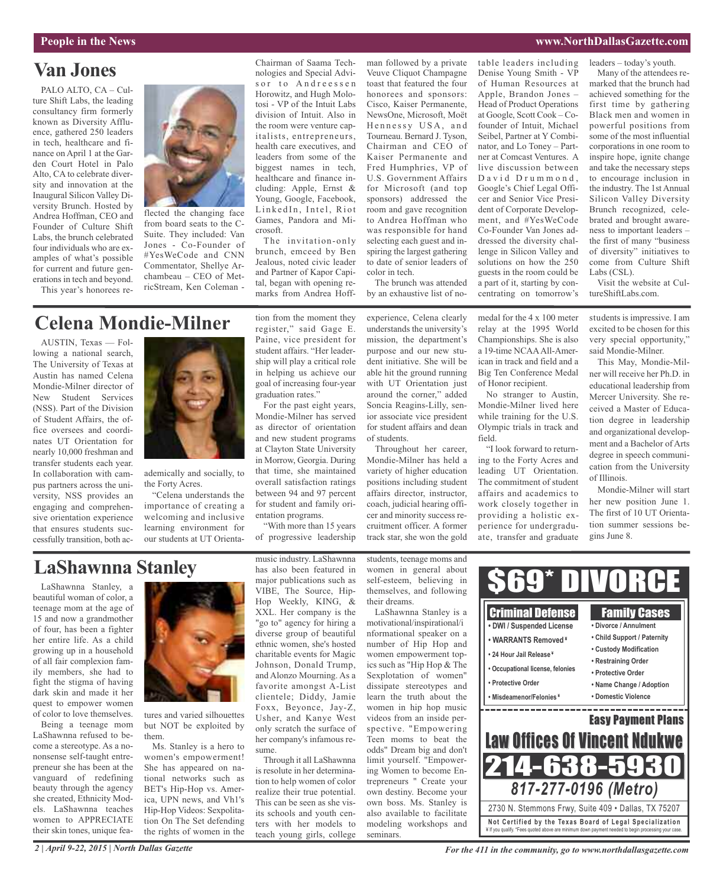## Van Jones

PALO ALTO, CA – Culture Shift Labs, the leading consultancy firm formerly known as Diversity Affluence, gathered 250 leaders in tech, healthcare and finance on April 1 at the Garden Court Hotel in Palo Alto, CA to celebrate diversity and innovation at the Inaugural Silicon Valley Diversity Brunch. Hosted by Andrea Hoffman, CEO and Founder of Culture Shift Labs, the brunch celebrated four individuals who are examples of what's possible for current and future generations in tech and beyond.

This year's honorees reflected the changing face from board seats to the C-Suite. They included: Van Jones - Co-Founder of #YesWeCode and CNN Commentator, Shellye Archambeau – CEO of MetricStream, Ken Coleman - Chairman of Saama Technologies and Special Advisor to Andreessen Horowitz, and Hugh Molotosi - VP of the Intuit Labs division of Intuit. Also in the room were venture capitalists, entrepreneurs, health care executives, and leaders from some of the biggest names in tech, healthcare and finance including: Apple, Ernst & Young, Google, Facebook, LinkedIn, Intel, Riot Games, Pandora and Microsoft.

The invitation-only brunch, emceed by Ben Jealous, noted civic leader and Partner of Kapor Capital, began with opening remarks from Andrea Hoffman followed by a private Veuve Cliquot Champagne toast that featured the four honorees and sponsors: Cisco, Kaiser Permanente, NewsOne, Microsoft, Moët Hennessy USA, and Tourneau. Bernard J. Tyson, Chairman and CEO of Kaiser Permanente and Fred Humphries, VP of U.S. Government Affairs for Microsoft (and top sponsors) addressed the room and gave recognition to Andrea Hoffman who was responsible for hand selecting each guest and inspiring the largest gathering to date of senior leaders of color in tech.

The brunch was attended by an exhaustive list of notable leaders including Denise Young Smith - VP of Human Resources at Apple, Brandon Jones – Head of Product Operations at Google, Scott Cook – Cofounder of Intuit, Michael Seibel, Partner at Y Combinator, and Lo Toney – Partner at Comcast Ventures. A live discussion between David Drummond, Google's Chief Legal Officer and Senior Vice President of Corporate Development, and #YesWeCode Co-Founder Van Jones addressed the diversity challenge in Silicon Valley and solutions on how the 250 guests in the room could be a part of it, starting by concentrating on tomorrow's leaders – today's youth.

Many of the attendees remarked that the brunch had achieved something for the first time by gathering Black men and women in powerful positions from some of the most influential corporations in one room to inspire hope, ignite change and take the necessary steps to encourage inclusion in the industry. The 1st Annual Silicon Valley Diversity Brunch recognized, celebrated and brought awareness to important leaders – the first of many "business of diversity" initiatives to come from Culture Shift Labs (CSL).

Visit the website at CultureShiftLabs.com.

## Celena Mondie-Milner

AUSTIN, Texas — Following a national search, The University of Texas at Austin has named Celena Mondie-Milner director of New Student Services (NSS). Part of the Division of Student Affairs, the office oversees and coordinates UT Orientation for nearly 10,000 freshman and transfer students each year. In collaboration with campus partners across the university, NSS provides an engaging and comprehensive orientation experience that ensures students successfully transition, both academically and socially, to the Forty Acres.

"Celena understands the importance of creating a welcoming and inclusive learning environment for our students at UT Orientation from the moment they register," said Gage E. Paine, vice president for student affairs. "Her leadership will play a critical role in helping us achieve our goal of increasing four-year graduation rates."

For the past eight years, Mondie-Milner has served as director of orientation and new student programs at Clayton State University in Morrow, Georgia. During that time, she maintained overall satisfaction ratings between 94 and 97 percent for student and family orientation programs.

"With more than 15 years of progressive leadership experience, Celena clearly understands the university's mission, the department's purpose and our new student initiative. She will be able hit the ground running with UT Orientation just around the corner," added Soncia Reagins-Lilly, senior associate vice president for student affairs and dean of students.

Throughout her career, Mondie-Milner has held a variety of higher education positions including student affairs director, instructor, coach, judicial hearing officer and minority success recruitment officer. A former track star, she won the gold medal for the 4 x 100 meter relay at the 1995 World Championships. She is also a 19-time NCAA All-American in track and field and a Big Ten Conference Medal of Honor recipient.

No stranger to Austin, Mondie-Milner lived here while training for the U.S. Olympic trials in track and field.

"I look forward to returning to the Forty Acres and leading UT Orientation. The commitment of student affairs and academics to work closely together in providing a holistic experience for undergraduate, transfer and graduate students is impressive. I am excited to be chosen for this very special opportunity," said Mondie-Milner.

This May, Mondie-Milner will receive her Ph.D. in educational leadership from Mercer University. She received a Master of Education degree in leadership and organizational development and a Bachelor of Arts degree in speech communication from the University of Illinois.

Mondie-Milner will start her new position June 1. The first of 10 UT Orientation summer sessions begins June 8.

## LaShawnna Stanley

LaShawnna Stanley, a beautiful woman of color, a teenage mom at the age of 15 and now a grandmother of four, has been a fighter her entire life. As a child growing up in a household of all fair complexion family members, she had to fight the stigma of having dark skin and made it her quest to empower women of color to love themselves.

Being a teenage mom LaShawnna refused to become a stereotype. As a nonsense self-taught entrepreneur she has been at the vanguard of redefining beauty through the agency she created, Ethnicity Models. LaShawnna teaches women to APPRECIATE their skin tones, unique features and varied silhouettes but NOT be exploited by them.

Ms. Stanley is a hero to women's empowerment! She has appeared on national networks such as BET's Hip-Hop vs. America, UPN news, and Vh1's Hip-Hop Videos: Sexpolitation On The Set defending the rights of women in the music industry. LaShawnna has also been featured in major publications such as VIBE, The Source, Hip-Hop Weekly, KING, & XXL. Her company is the "go to" agency for hiring a diverse group of beautiful ethnic women, she's hosted charitable events for Magic Johnson, Donald Trump, and Alonzo Mourning. As a favorite amongst A-List clientele; Diddy, Jamie Foxx, Beyonce, Jay-Z, Usher, and Kanye West only scratch the surface of her company's infamous resume.

Through it all LaShawnna is resolute in her determination to help women of color realize their true potential. This can be seen as she visits schools and youth centers with her models to teach young girls, college students, teenage moms and women in general about self-esteem, believing in themselves, and following their dreams.

LaShawnna Stanley is a motivational/inspirational/informational speaker on a number of Hip Hop and women empowerment topics such as "Hip Hop & The Sexplotation of women" dissipate stereotypes and learn the truth about the women in hip hop music videos from an inside perspective. "Empowering Teen moms to beat the odds" Dream big and don't limit yourself. "Empowering Women to become Entrepreneurs " Create your own destiny. Become your own boss. Ms. Stanley is also available to facilitate modeling workshops and seminars.

---

**$69* DIVORCE**

**Criminal Defense**
- DWI / Suspended License
- WARRANTS Removed ¥
- 24 Hour Jail Release ¥
- Occupational license, felonies
- Protective Order
- Misdeamenor/Felonies ¥

**Family Cases**
- Divorce / Annulment
- Child Support / Paternity
- Custody Modification
- Restraining Order
- Protective Order
- Name Change / Adoption
- Domestic Violence

**Easy Payment Plans**

**Law Offices Of Vincent Ndukwe**

**214-638-5930**

**817-277-0196 (Metro)**

2730 N. Stemmons Frwy, Suite 409 • Dallas, TX 75207

**Not Certified by the Texas Board of Legal Specialization**

¥ If you qualify. *Fees quoted above are minimum down payment needed to begin processing your case.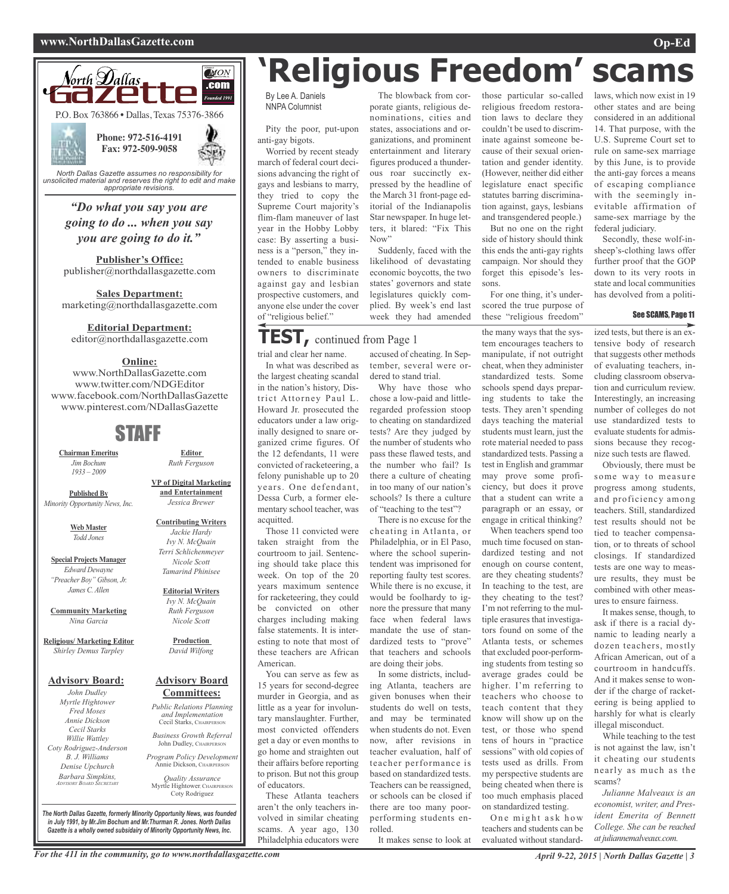North Dallas Gazette

P.O. Box 763866 • Dallas, Texas 75376-3866

**Phone: 972-516-4191**
**Fax: 972-509-9058**

*North Dallas Gazette assumes no responsibility for unsolicited material and reserves the right to edit and make appropriate revisions.*

***"Do what you say you are going to do ... when you say you are going to do it."***

**Publisher's Office:**
publisher@northdallasgazette.com

**Sales Department:**
marketing@northdallasgazette.com

**Editorial Department:**
editor@northdallasgazette.com

**Online:**
www.NorthDallasGazette.com
www.twitter.com/NDGEditor
www.facebook.com/NorthDallasGazette
www.pinterest.com/NDallasGazette

## STAFF

**Chairman Emeritus**
*Jim Bochum*
*1933 – 2009*

**Published By**
*Minority Opportunity News, Inc.*

**Web Master**
*Todd Jones*

**Special Projects Manager**
*Edward Dewayne "Preacher Boy" Gibson, Jr.*
*James C. Allen*

**Community Marketing**
*Nina Garcia*

**Religious/ Marketing Editor**
*Shirley Demus Tarpley*

**Editor**
*Ruth Ferguson*

**VP of Digital Marketing and Entertainment**
*Jessica Brewer*

**Contributing Writers**
*Jackie Hardy*
*Ivy N. McQuain*
*Terri Schlichenmeyer*
*Nicole Scott*
*Tamarind Phinisee*

**Editorial Writers**
*Ivy N. McQuain*
*Ruth Ferguson*
*Nicole Scott*

**Production**
*David Wilfong*

**Advisory Board:**
*John Dudley*
*Myrtle Hightower*
*Fred Moses*
*Annie Dickson*
*Cecil Starks*
*Willie Wattley*
*Coty Rodriguez-Anderson*
*B. J. Williams*
*Denise Upchurch*
*Barbara Simpkins, Advisory Board Secretary*

**Advisory Board Committees:**
*Public Relations Planning and Implementation*
Cecil Starks, Chairperson
*Business Growth Referral*
John Dudley, Chairperson
*Program Policy Development*
Annie Dickson, Chairperson
*Quality Assurance*
Myrtle Hightower, Chairperson
Coty Rodriguez

***The North Dallas Gazette, formerly Minority Opportunity News, was founded in July 1991, by Mr.Jim Bochum and Mr.Thurman R. Jones. North Dallas Gazette is a wholly owned subsidiary of Minority Opportunity News, Inc.***

# 'Religious Freedom' scams

By Lee A. Daniels
NNPA Columnist

Pity the poor, put-upon anti-gay bigots.

Worried by recent steady march of federal court decisions advancing the right of gays and lesbians to marry, they tried to copy the Supreme Court majority's flim-flam maneuver of last year in the Hobby Lobby case: By asserting a business is a "person," they intended to enable business owners to discriminate against gay and lesbian prospective customers, and anyone else under the cover of "religious belief."

The blowback from corporate giants, religious denominations, cities and states, associations and organizations, and prominent entertainment and literary figures produced a thunderous roar succinctly expressed by the headline of the March 31 front-page editorial of the Indianapolis Star newspaper. In huge letters, it blared: "Fix This Now"

Suddenly, faced with the likelihood of devastating economic boycotts, the two states' governors and state legislatures quickly complied. By week's end last week they had amended those particular so-called religious freedom restoration laws to declare they couldn't be used to discriminate against someone because of their sexual orientation and gender identity. (However, neither did either legislature enact specific statutes barring discrimination against, gays, lesbians and transgendered people.)

But no one on the right side of history should think this ends the anti-gay rights campaign. Nor should they forget this episode's lessons.

For one thing, it's underscored the true purpose of these "religious freedom" laws, which now exist in 19 other states and are being considered in an additional 14. That purpose, with the U.S. Supreme Court set to rule on same-sex marriage by this June, is to provide the anti-gay forces a means of escaping compliance with the seemingly inevitable affirmation of same-sex marriage by the federal judiciary.

Secondly, these wolf-in-sheep's-clothing laws offer further proof that the GOP down to its very roots in state and local communities has devolved from a politi-

See SCAMS, Page 11

## TEST, continued from Page 1

trial and clear her name.

In what was described as the largest cheating scandal in the nation's history, District Attorney Paul L. Howard Jr. prosecuted the educators under a law originally designed to snare organized crime figures. Of the 12 defendants, 11 were convicted of racketeering, a felony punishable up to 20 years. One defendant, Dessa Curb, a former elementary school teacher, was acquitted.

Those 11 convicted were taken straight from the courtroom to jail. Sentencing should take place this week. On top of the 20 years maximum sentence for racketeering, they could be convicted on other charges including making false statements. It is interesting to note that most of these teachers are African American.

You can serve as few as 15 years for second-degree murder in Georgia, and as little as a year for involuntary manslaughter. Further, most convicted offenders get a day or even months to go home and straighten out their affairs before reporting to prison. But not this group of educators.

These Atlanta teachers aren't the only teachers involved in similar cheating scams. A year ago, 130 Philadelphia educators were accused of cheating. In September, several were ordered to stand trial.

Why have those who chose a low-paid and little-regarded profession stoop to cheating on standardized tests? Are they judged by the number of students who pass these flawed tests, and the number who fail? Is there a culture of cheating in too many of our nation's schools? Is there a culture of "teaching to the test"?

There is no excuse for the cheating in Atlanta, or Philadelphia, or in El Paso, where the school superintendent was imprisoned for reporting faulty test scores. While there is no excuse, it would be foolhardy to ignore the pressure that many face when federal laws mandate the use of standardized tests to "prove" that teachers and schools are doing their jobs.

In some districts, including Atlanta, teachers are given bonuses when their students do well on tests, and may be terminated when students do not. Even now, after revisions in teacher evaluation, half of teacher performance is based on standardized tests. Teachers can be reassigned, or schools can be closed if there are too many poor-performing students enrolled.

It makes sense to look at the many ways that the system encourages teachers to manipulate, if not outright cheat, when they administer standardized tests. Some schools spend days preparing students to take the tests. They aren't spending days teaching the material students must learn, just the rote material needed to pass standardized tests. Passing a test in English and grammar may prove some proficiency, but does it prove that a student can write a paragraph or an essay, or engage in critical thinking?

When teachers spend too much time focused on standardized testing and not enough on course content, are they cheating students? In teaching to the test, are they cheating to the test? I'm not referring to the multiple erasures that investigators found on some of the Atlanta tests, or schemes that excluded poor-performing students from testing so average grades could be higher. I'm referring to teachers who choose to teach content that they know will show up on the test, or those who spend tens of hours in "practice sessions" with old copies of tests used as drills. From my perspective students are being cheated when there is too much emphasis placed on standardized testing.

One might ask how teachers and students can be evaluated without standardized tests, but there is an extensive body of research that suggests other methods of evaluating teachers, including classroom observation and curriculum review. Interestingly, an increasing number of colleges do not use standardized tests to evaluate students for admissions because they recognize such tests are flawed.

Obviously, there must be some way to measure progress among students, and proficiency among teachers. Still, standardized test results should not be tied to teacher compensation, or to threats of school closings. If standardized tests are one way to measure results, they must be combined with other measures to ensure fairness.

It makes sense, though, to ask if there is a racial dynamic to leading nearly a dozen teachers, mostly African American, out of a courtroom in handcuffs. And it makes sense to wonder if the charge of racketeering is being applied to harshly for what is clearly illegal misconduct.

While teaching to the test is not against the law, isn't it cheating our students nearly as much as the scams?

*Julianne Malveaux is an economist, writer, and President Emerita of Bennett College. She can be reached at juliannemalveaux.com.*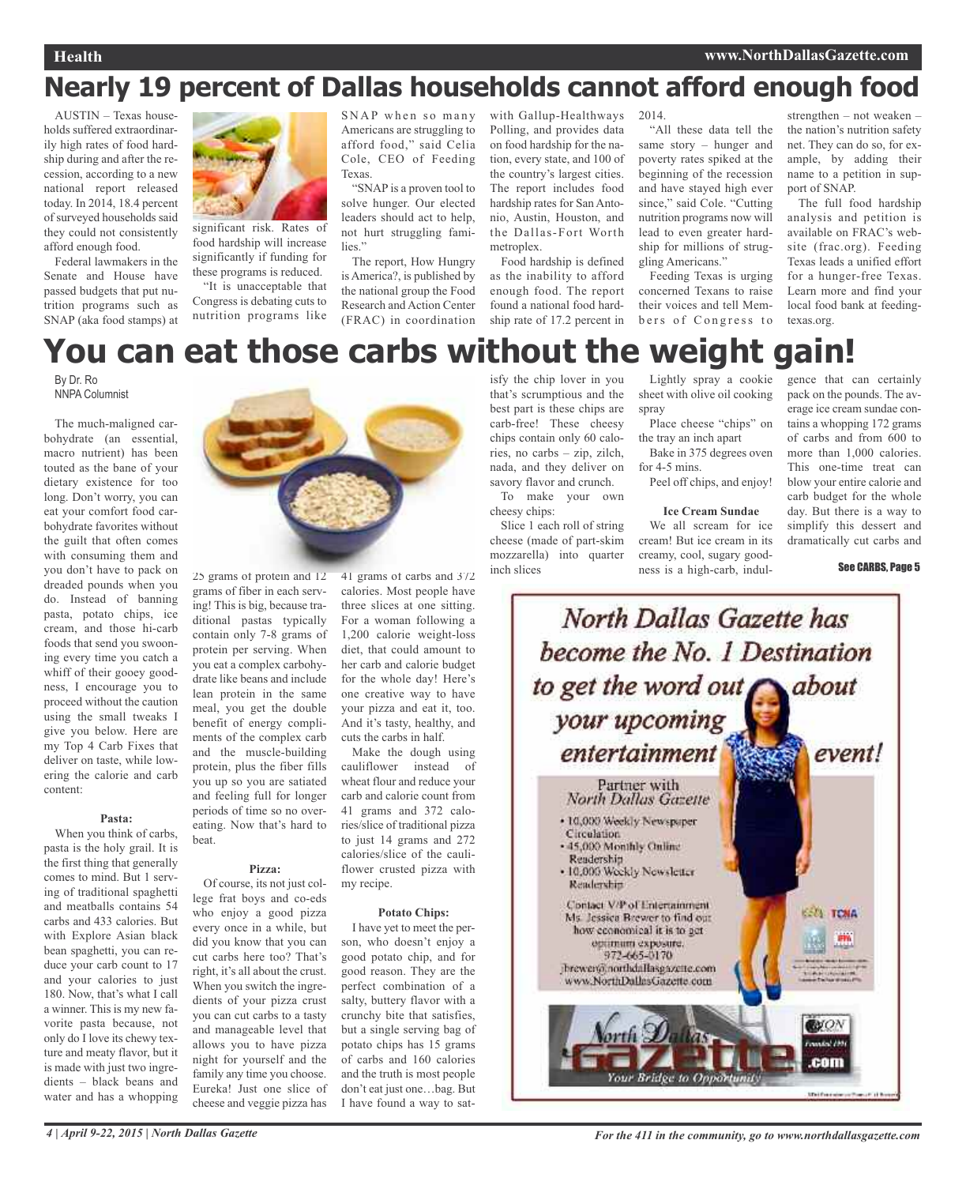# Nearly 19 percent of Dallas households cannot afford enough food

AUSTIN – Texas households suffered extraordinarily high rates of food hardship during and after the recession, according to a new national report released today. In 2014, 18.4 percent of surveyed households said they could not consistently afford enough food.

Federal lawmakers in the Senate and House have passed budgets that put nutrition programs such as SNAP (aka food stamps) at significant risk. Rates of food hardship will increase significantly if funding for these programs is reduced.

"It is unacceptable that Congress is debating cuts to nutrition programs like SNAP when so many Americans are struggling to afford food," said Celia Cole, CEO of Feeding Texas.

"SNAP is a proven tool to solve hunger. Our elected leaders should act to help, not hurt struggling families."

The report, How Hungry is America?, is published by the national group the Food Research and Action Center (FRAC) in coordination with Gallup-Healthways Polling, and provides data on food hardship for the nation, every state, and 100 of the country's largest cities. The report includes food hardship rates for San Antonio, Austin, Houston, and the Dallas-Fort Worth metroplex.

Food hardship is defined as the inability to afford enough food. The report found a national food hardship rate of 17.2 percent in 2014.

"All these data tell the same story – hunger and poverty rates spiked at the beginning of the recession and have stayed high ever since," said Cole. "Cutting nutrition programs now will lead to even greater hardship for millions of struggling Americans."

Feeding Texas is urging concerned Texans to raise their voices and tell Members of Congress to strengthen – not weaken – the nation's nutrition safety net. They can do so, for example, by adding their name to a petition in support of SNAP.

The full food hardship analysis and petition is available on FRAC's website (frac.org). Feeding Texas leads a unified effort for a hunger-free Texas. Learn more and find your local food bank at feedingtexas.org.

# You can eat those carbs without the weight gain!

By Dr. Ro
NNPA Columnist

The much-maligned carbohydrate (an essential, macro nutrient) has been touted as the bane of your dietary existence for too long. Don't worry, you can eat your comfort food carbohydrate favorites without the guilt that often comes with consuming them and you don't have to pack on dreaded pounds when you do. Instead of banning pasta, potato chips, ice cream, and those hi-carb foods that send you swooning every time you catch a whiff of their gooey goodness, I encourage you to proceed without the caution using the small tweaks I give you below. Here are my Top 4 Carb Fixes that deliver on taste, while lowering the calorie and carb content:

**Pasta:**

When you think of carbs, pasta is the holy grail. It is the first thing that generally comes to mind. But 1 serving of traditional spaghetti and meatballs contains 54 carbs and 433 calories. But with Explore Asian black bean spaghetti, you can reduce your carb count to 17 and your calories to just 180. Now, that's what I call a winner. This is my new favorite pasta because, not only do I love its chewy texture and meaty flavor, but it is made with just two ingredients – black beans and water and has a whopping 25 grams of protein and 12 grams of fiber in each serving! This is big, because traditional pastas typically contain only 7-8 grams of protein per serving. When you eat a complex carbohydrate like beans and include lean protein in the same meal, you get the double benefit of energy compliments of the complex carb and the muscle-building protein, plus the fiber fills you up so you are satiated and feeling full for longer periods of time so no overeating. Now that's hard to beat.

**Pizza:**

Of course, its not just college frat boys and co-eds who enjoy a good pizza every once in a while, but did you know that you can cut carbs here too? That's right, it's all about the crust. When you switch the ingredients of your pizza crust you can cut carbs to a tasty and manageable level that allows you to have pizza night for yourself and the family any time you choose. Eureka! Just one slice of cheese and veggie pizza has 41 grams of carbs and 372 calories. Most people have three slices at one sitting. For a woman following a 1,200 calorie weight-loss diet, that could amount to her carb and calorie budget for the whole day! Here's one creative way to have your pizza and eat it, too. And it's tasty, healthy, and cuts the carbs in half.

Make the dough using cauliflower instead of wheat flour and reduce your carb and calorie count from 41 grams and 372 calories/slice of traditional pizza to just 14 grams and 272 calories/slice of the cauliflower crusted pizza with my recipe.

**Potato Chips:**

I have yet to meet the person, who doesn't enjoy a good potato chip, and for good reason. They are the perfect combination of a salty, buttery flavor with a crunchy bite that satisfies, but a single serving bag of potato chips has 15 grams of carbs and 160 calories and the truth is most people don't eat just one…bag. But I have found a way to satisfy the chip lover in you that's scrumptious and the best part is these chips are carb-free! These cheesy chips contain only 60 calories, no carbs – zip, zilch, nada, and they deliver on savory flavor and crunch.

To make your own cheesy chips:

Slice 1 each roll of string cheese (made of part-skim mozzarella) into quarter inch slices

Lightly spray a cookie sheet with olive oil cooking spray

Place cheese "chips" on the tray an inch apart

Bake in 375 degrees oven for 4-5 mins.

Peel off chips, and enjoy!

**Ice Cream Sundae**

We all scream for ice cream! But ice cream in its creamy, cool, sugary goodness is a high-carb, indulgence that can certainly pack on the pounds. The average ice cream sundae contains a whopping 172 grams of carbs and from 600 to more than 1,000 calories. This one-time treat can blow your entire calorie and carb budget for the whole day. But there is a way to simplify this dessert and dramatically cut carbs and

See CARBS, Page 5

North Dallas Gazette has become the No. 1 Destination to get the word out about your upcoming entertainment event!

Partner with North Dallas Gazette

- 10,000 Weekly Newspaper Circulation
- 45,000 Monthly Online Readership
- 10,000 Weekly Newsletter Readership

Contact V/P of Entertainment Ms. Jessica Brewer to find out how economical it is to get optimum exposure. 972-665-0170 jbrewer@northdallasgazette.com www.NorthDallasGazette.com

North Dallas Gazette .com — Your Bridge to Opportunity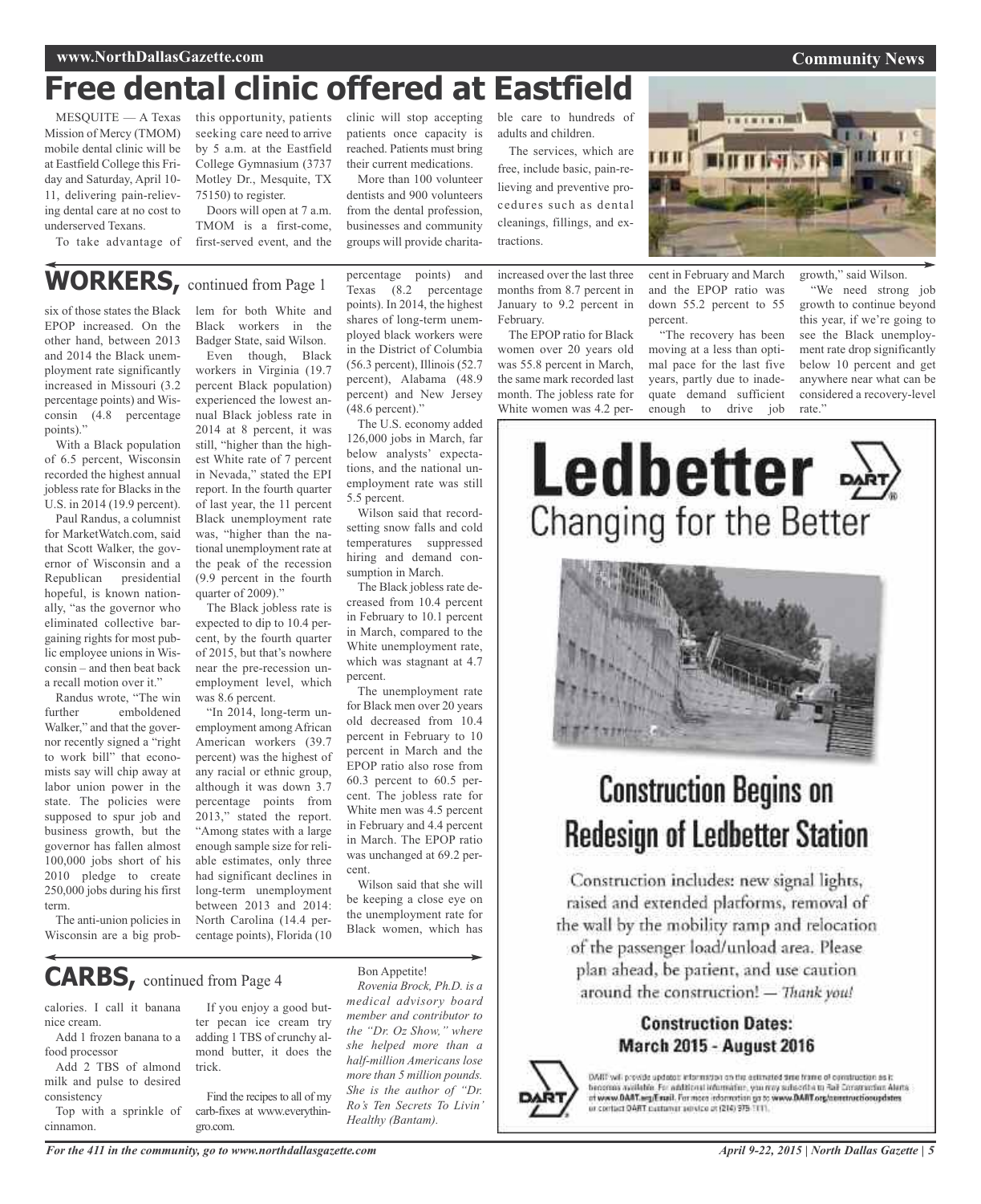# Free dental clinic offered at Eastfield

MESQUITE — A Texas Mission of Mercy (TMOM) mobile dental clinic will be at Eastfield College this Friday and Saturday, April 10-11, delivering pain-relieving dental care at no cost to underserved Texans.

To take advantage of this opportunity, patients seeking care need to arrive by 5 a.m. at the Eastfield College Gymnasium (3737 Motley Dr., Mesquite, TX 75150) to register.

Doors will open at 7 a.m. TMOM is a first-come, first-served event, and the clinic will stop accepting patients once capacity is reached. Patients must bring their current medications.

More than 100 volunteer dentists and 900 volunteers from the dental profession, businesses and community groups will provide charitable care to hundreds of adults and children.

The services, which are free, include basic, pain-relieving and preventive procedures such as dental cleanings, fillings, and extractions.

## WORKERS, continued from Page 1

six of those states the Black EPOP increased. On the other hand, between 2013 and 2014 the Black unemployment rate significantly increased in Missouri (3.2 percentage points) and Wisconsin (4.8 percentage points)."

With a Black population of 6.5 percent, Wisconsin recorded the highest annual jobless rate for Blacks in the U.S. in 2014 (19.9 percent).

Paul Randus, a columnist for MarketWatch.com, said that Scott Walker, the governor of Wisconsin and a Republican presidential hopeful, is known nationally, "as the governor who eliminated collective bargaining rights for most public employee unions in Wisconsin – and then beat back a recall motion over it."

Randus wrote, "The win further emboldened Walker," and that the governor recently signed a "right to work bill" that economists say will chip away at labor union power in the state. The policies were supposed to spur job and business growth, but the governor has fallen almost 100,000 jobs short of his 2010 pledge to create 250,000 jobs during his first term.

The anti-union policies in Wisconsin are a big problem for both White and Black workers in the Badger State, said Wilson.

Even though, Black workers in Virginia (19.7 percent Black population) experienced the lowest annual Black jobless rate in 2014 at 8 percent, it was still, "higher than the highest White rate of 7 percent in Nevada," stated the EPI report. In the fourth quarter of last year, the 11 percent Black unemployment rate was, "higher than the national unemployment rate at the peak of the recession (9.9 percent in the fourth quarter of 2009)."

The Black jobless rate is expected to dip to 10.4 percent, by the fourth quarter of 2015, but that's nowhere near the pre-recession unemployment level, which was 8.6 percent.

"In 2014, long-term unemployment among African American workers (39.7 percent) was the highest of any racial or ethnic group, although it was down 3.7 percentage points from 2013," stated the report. "Among states with a large enough sample size for reliable estimates, only three had significant declines in long-term unemployment between 2013 and 2014: North Carolina (14.4 percentage points), Florida (10 percentage points) and Texas (8.2 percentage points). In 2014, the highest shares of long-term unemployed black workers were in the District of Columbia (56.3 percent), Illinois (52.7 percent), Alabama (48.9 percent) and New Jersey (48.6 percent)."

The U.S. economy added 126,000 jobs in March, far below analysts' expectations, and the national unemployment rate was still 5.5 percent.

Wilson said that record-setting snow falls and cold temperatures suppressed hiring and demand consumption in March.

The Black jobless rate decreased from 10.4 percent in February to 10.1 percent in March, compared to the White unemployment rate, which was stagnant at 4.7 percent.

The unemployment rate for Black men over 20 years old decreased from 10.4 percent in February to 10 percent in March and the EPOP ratio also rose from 60.3 percent to 60.5 percent. The jobless rate for White men was 4.5 percent in February and 4.4 percent in March. The EPOP ratio was unchanged at 69.2 percent.

Wilson said that she will be keeping a close eye on the unemployment rate for Black women, which has increased over the last three months from 8.7 percent in January to 9.2 percent in February.

The EPOP ratio for Black women over 20 years old was 55.8 percent in March, the same mark recorded last month. The jobless rate for White women was 4.2 percent in February and March and the EPOP ratio was down 55.2 percent to 55 percent.

"The recovery has been moving at a less than optimal pace for the last five years, partly due to inadequate demand sufficient enough to drive job growth," said Wilson.

"We need strong job growth to continue beyond this year, if we're going to see the Black unemployment rate drop significantly below 10 percent and get anywhere near what can be considered a recovery-level rate."

## CARBS, continued from Page 4

calories. I call it banana nice cream.

Add 1 frozen banana to a food processor

Add 2 TBS of almond milk and pulse to desired consistency

Top with a sprinkle of cinnamon.

If you enjoy a good butter pecan ice cream try adding 1 TBS of crunchy almond butter, it does the trick.

Find the recipes to all of my carb-fixes at www.everythingro.com.

Bon Appetite!

*Rovenia Brock, Ph.D. is a medical advisory board member and contributor to the "Dr. Oz Show," where she helped more than a half-million Americans lose more than 5 million pounds. She is the author of "Dr. Ro's Ten Secrets To Livin' Healthy (Bantam).*

# Ledbetter — Changing for the Better

## Construction Begins on Redesign of Ledbetter Station

Construction includes: new signal lights, raised and extended platforms, removal of the wall by the mobility ramp and relocation of the passenger load/unload area. Please plan ahead, be patient, and use caution around the construction! — *Thank you!*

### Construction Dates: March 2015 - August 2016

DART will provide updated information on the estimated time frame of construction as it becomes available. For additional information, you may subscribe to Rail Construction Alerts at www.DART.org/Email. For more information go to www.DART.org/constructionupdates or contact DART customer service at (214) 979-1111.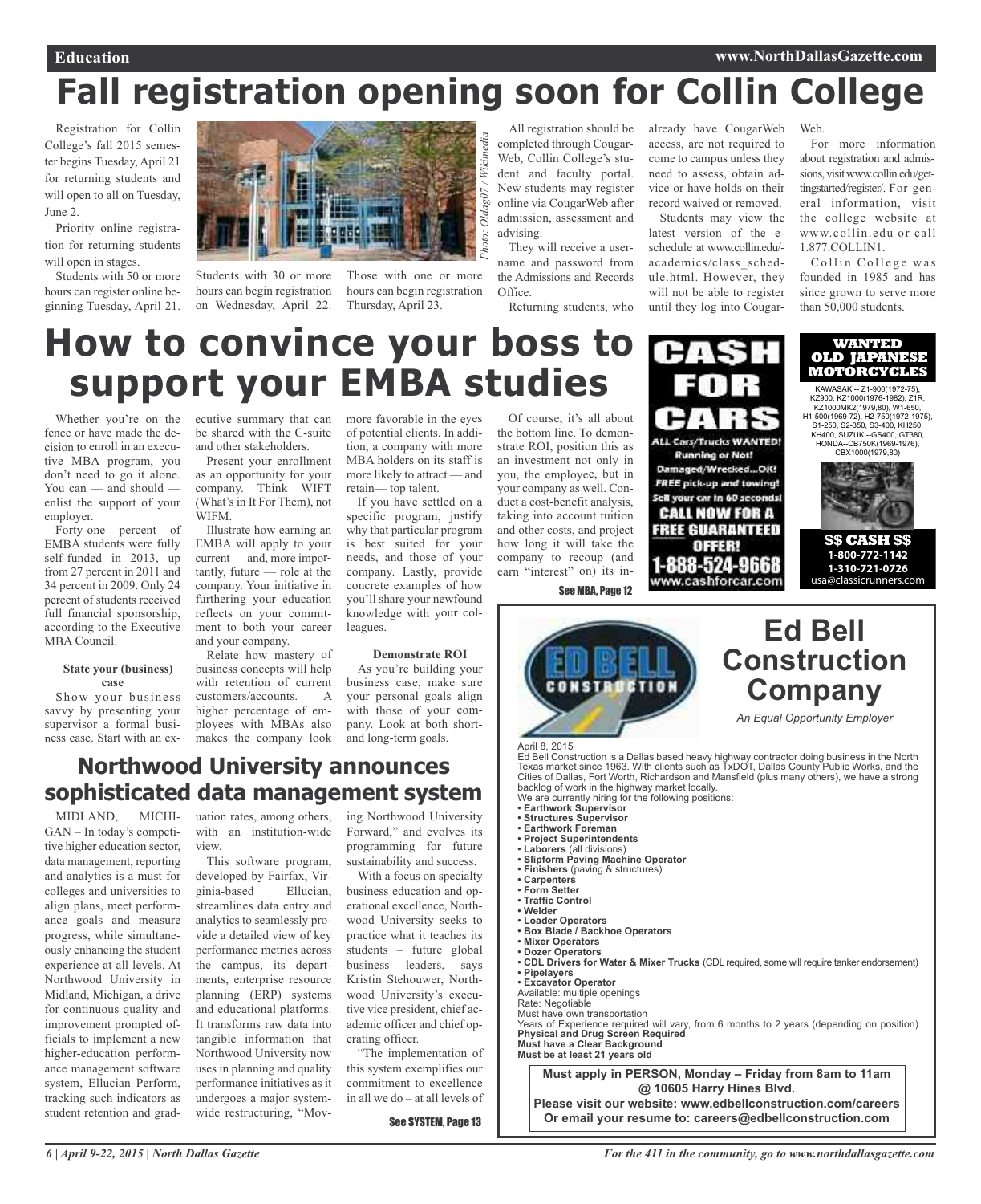# Fall registration opening soon for Collin College

Registration for Collin College's fall 2015 semester begins Tuesday, April 21 for returning students and will open to all on Tuesday, June 2.

Priority online registration for returning students will open in stages.

Students with 50 or more hours can register online beginning Tuesday, April 21. Students with 30 or more hours can begin registration on Wednesday, April 22. Those with one or more hours can begin registration Thursday, April 23.

*Photo: Oldag07 / Wikimedia*

All registration should be completed through CougarWeb, Collin College's student and faculty portal. New students may register online via CougarWeb after admission, assessment and advising.

They will receive a username and password from the Admissions and Records Office.

Returning students, who already have CougarWeb access, are not required to come to campus unless they need to assess, obtain advice or have holds on their record waived or removed.

Students may view the latest version of the e-schedule at www.collin.edu/academics/class_schedule.html. However, they will not be able to register until they log into CougarWeb.

For more information about registration and admissions, visit www.collin.edu/gettingstarted/register/. For general information, visit the college website at www.collin.edu or call 1.877.COLLIN1.

Collin College was founded in 1985 and has since grown to serve more than 50,000 students.

# How to convince your boss to support your EMBA studies

Whether you're on the fence or have made the decision to enroll in an executive MBA program, you don't need to go it alone. You can — and should — enlist the support of your employer.

Forty-one percent of EMBA students were fully self-funded in 2013, up from 27 percent in 2011 and 34 percent in 2009. Only 24 percent of students received full financial sponsorship, according to the Executive MBA Council.

**State your (business) case**

Show your business savvy by presenting your supervisor a formal business case. Start with an executive summary that can be shared with the C-suite and other stakeholders.

Present your enrollment as an opportunity for your company. Think WIFT (What's in It For Them), not WIFM.

Illustrate how earning an EMBA will apply to your current — and, more importantly, future — role at the company. Your initiative in furthering your education reflects on your commitment to both your career and your company.

Relate how mastery of business concepts will help with retention of current customers/accounts. A higher percentage of employees with MBAs also makes the company look more favorable in the eyes of potential clients. In addition, a company with more MBA holders on its staff is more likely to attract — and retain— top talent.

If you have settled on a specific program, justify why that particular program is best suited for your needs, and those of your company. Lastly, provide concrete examples of how you'll share your newfound knowledge with your colleagues.

**Demonstrate ROI**

As you're building your business case, make sure your personal goals align with those of your company. Look at both short- and long-term goals.

Of course, it's all about the bottom line. To demonstrate ROI, position this as an investment not only in you, the employee, but in your company as well. Conduct a cost-benefit analysis, taking into account tuition and other costs, and project how long it will take the company to recoup (and earn "interest" on) its in-

See MBA, Page 12

**CASH FOR CARS**

ALL Cars/Trucks WANTED! Running or Not! Damaged/Wrecked...OK! FREE pick-up and towing! Sell your car in 60 seconds! CALL NOW FOR A FREE GUARANTEED OFFER! 1-888-524-9668 www.cashforcar.com

**WANTED OLD JAPANESE MOTORCYCLES**

KAWASAKI-- Z1-900(1972-75), KZ900, KZ1000(1976-1982), Z1R, KZ1000MK2(1979,80), W1-650, H1-500(1969-72), H2-750(1972-1975), S1-250, S2-350, S3-400, KH250, KH400, SUZUKI--GS400, GT380, HONDA--CB750K(1969-1976), CBX1000(1979,80)

**$$ CASH $$**
1-800-772-1142
1-310-721-0726
usa@classicrunners.com

## Northwood University announces sophisticated data management system

MIDLAND, MICHIGAN – In today's competitive higher education sector, data management, reporting and analytics is a must for colleges and universities to align plans, meet performance goals and measure progress, while simultaneously enhancing the student experience at all levels. At Northwood University in Midland, Michigan, a drive for continuous quality and improvement prompted officials to implement a new higher-education performance management software system, Ellucian Perform, tracking such indicators as student retention and graduation rates, among others, with an institution-wide view.

This software program, developed by Fairfax, Virginia-based Ellucian, streamlines data entry and analytics to seamlessly provide a detailed view of key performance metrics across the campus, its departments, enterprise resource planning (ERP) systems and educational platforms. It transforms raw data into tangible information that Northwood University now uses in planning and quality performance initiatives as it undergoes a major system-wide restructuring, "Moving Northwood University Forward," and evolves its programming for future sustainability and success.

With a focus on specialty business education and operational excellence, Northwood University seeks to practice what it teaches its students – future global business leaders, says Kristin Stehouwer, Northwood University's executive vice president, chief academic officer and chief operating officer.

"The implementation of this system exemplifies our commitment to excellence in all we do – at all levels of

See SYSTEM, Page 13

## Ed Bell Construction Company

*An Equal Opportunity Employer*

April 8, 2015

Ed Bell Construction is a Dallas based heavy highway contractor doing business in the North Texas market since 1963. With clients such as TxDOT, Dallas County Public Works, and the Cities of Dallas, Fort Worth, Richardson and Mansfield (plus many others), we have a strong backlog of work in the highway market locally.

We are currently hiring for the following positions:

- **Earthwork Supervisor**
- **Structures Supervisor**
- **Earthwork Foreman**
- **Project Superintendents**
- **Laborers** (all divisions)
- **Slipform Paving Machine Operator**
- **Finishers** (paving & structures)
- **Carpenters**
- **Form Setter**
- **Traffic Control**
- **Welder**
- **Loader Operators**
- **Box Blade / Backhoe Operators**
- **Mixer Operators**
- **Dozer Operators**
- **CDL Drivers for Water & Mixer Trucks** (CDL required, some will require tanker endorsement)
- **Pipelayers**
- **Excavator Operator**

Available: multiple openings
Rate: Negotiable
Must have own transportation
Years of Experience required will vary, from 6 months to 2 years (depending on position)
**Physical and Drug Screen Required**
**Must have a Clear Background**
**Must be at least 21 years old**

**Must apply in PERSON, Monday – Friday from 8am to 11am @ 10605 Harry Hines Blvd.**
**Please visit our website: www.edbellconstruction.com/careers**
**Or email your resume to: careers@edbellconstruction.com**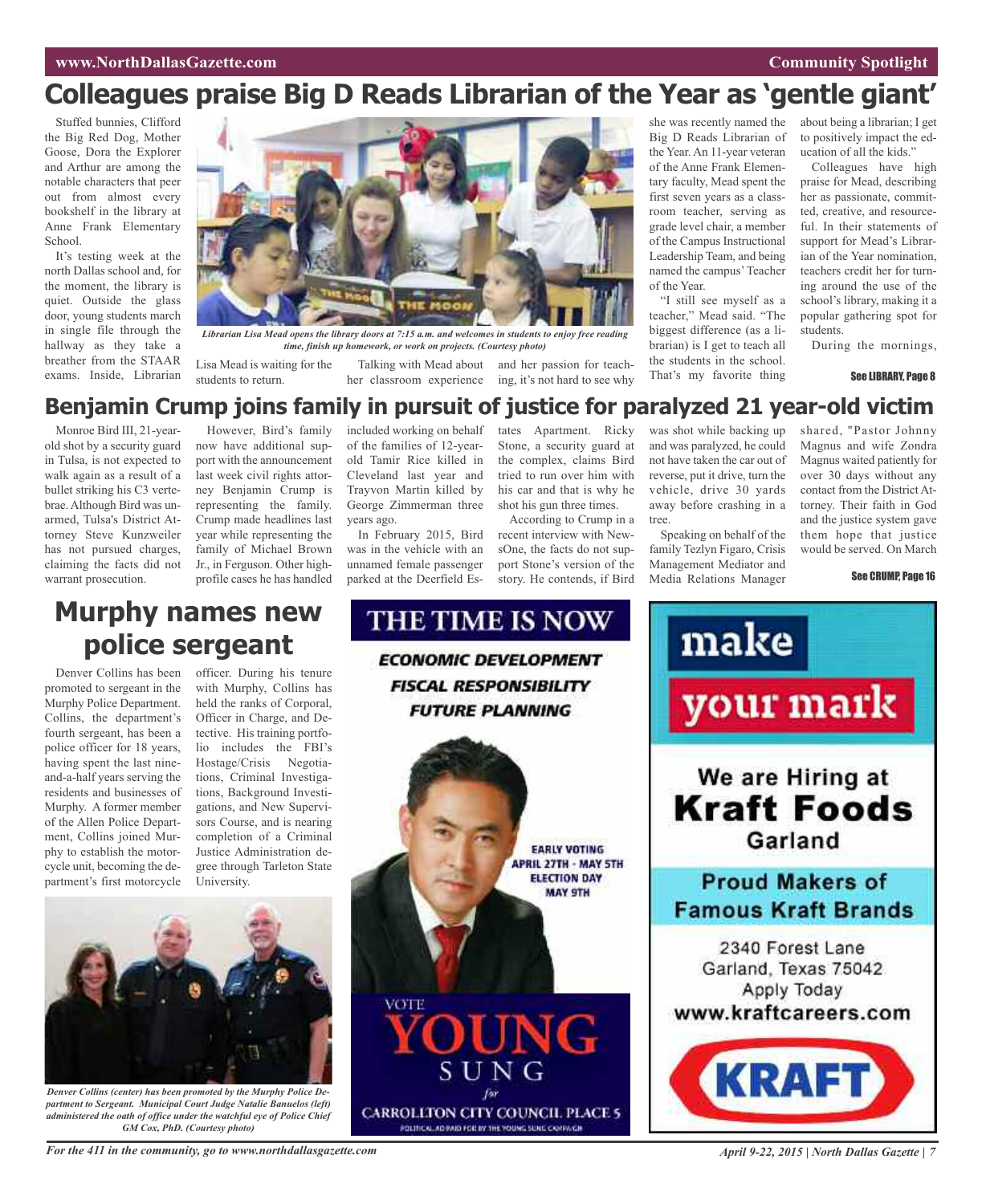# Colleagues praise Big D Reads Librarian of the Year as 'gentle giant'

Stuffed bunnies, Clifford the Big Red Dog, Mother Goose, Dora the Explorer and Arthur are among the notable characters that peer out from almost every bookshelf in the library at Anne Frank Elementary School.

It's testing week at the north Dallas school and, for the moment, the library is quiet. Outside the glass door, young students march in single file through the hallway as they take a breather from the STAAR exams. Inside, Librarian Lisa Mead is waiting for the students to return.

*Librarian Lisa Mead opens the library doors at 7:15 a.m. and welcomes in students to enjoy free reading time, finish up homework, or work on projects. (Courtesy photo)*

Talking with Mead about her classroom experience and her passion for teaching, it's not hard to see why she was recently named the Big D Reads Librarian of the Year. An 11-year veteran of the Anne Frank Elementary faculty, Mead spent the first seven years as a classroom teacher, serving as grade level chair, a member of the Campus Instructional Leadership Team, and being named the campus' Teacher of the Year.

"I still see myself as a teacher," Mead said. "The biggest difference (as a librarian) is I get to teach all the students in the school. That's my favorite thing about being a librarian; I get to positively impact the education of all the kids."

Colleagues have high praise for Mead, describing her as passionate, committed, creative, and resourceful. In their statements of support for Mead's Librarian of the Year nomination, teachers credit her for turning around the use of the school's library, making it a popular gathering spot for students.

During the mornings,

See LIBRARY, Page 8

# Benjamin Crump joins family in pursuit of justice for paralyzed 21 year-old victim

Monroe Bird III, 21-year-old shot by a security guard in Tulsa, is not expected to walk again as a result of a bullet striking his C3 vertebrae. Although Bird was unarmed, Tulsa's District Attorney Steve Kunzweiler has not pursued charges, claiming the facts did not warrant prosecution.

However, Bird's family now have additional support with the announcement last week civil rights attorney Benjamin Crump is representing the family. Crump made headlines last year while representing the family of Michael Brown Jr., in Ferguson. Other high-profile cases he has handled included working on behalf of the families of 12-year-old Tamir Rice killed in Cleveland last year and Trayvon Martin killed by George Zimmerman three years ago.

In February 2015, Bird was in the vehicle with an unnamed female passenger parked at the Deerfield Estates Apartment. Ricky Stone, a security guard at the complex, claims Bird tried to run over him with his car and that is why he shot his gun three times.

According to Crump in a recent interview with NewsOne, the facts do not support Stone's version of the story. He contends, if Bird was shot while backing up and was paralyzed, he could not have taken the car out of reverse, put it drive, turn the vehicle, drive 30 yards away before crashing in a tree.

Speaking on behalf of the family Tezlyn Figaro, Crisis Management Mediator and Media Relations Manager shared, "Pastor Johnny Magnus and wife Zondra Magnus waited patiently for over 30 days without any contact from the District Attorney. Their faith in God and the justice system gave them hope that justice would be served. On March

See CRUMP, Page 16

# Murphy names new police sergeant

Denver Collins has been promoted to sergeant in the Murphy Police Department. Collins, the department's fourth sergeant, has been a police officer for 18 years, having spent the last nine-and-a-half years serving the residents and businesses of Murphy. A former member of the Allen Police Department, Collins joined Murphy to establish the motorcycle unit, becoming the department's first motorcycle officer. During his tenure with Murphy, Collins has held the ranks of Corporal, Officer in Charge, and Detective. His training portfolio includes the FBI's Hostage/Crisis Negotiations, Criminal Investigations, Background Investigations, and New Supervisors Course, and is nearing completion of a Criminal Justice Administration degree through Tarleton State University.

*Denver Collins (center) has been promoted by the Murphy Police Department to Sergeant. Municipal Court Judge Natalie Banuelos (left) administered the oath of office under the watchful eye of Police Chief GM Cox, PhD. (Courtesy photo)*

**THE TIME IS NOW**

**ECONOMIC DEVELOPMENT**
**FISCAL RESPONSIBILITY**
**FUTURE PLANNING**

EARLY VOTING APRIL 27TH - MAY 5TH
ELECTION DAY MAY 9TH

VOTE **YOUNG SUNG** for CARROLLTON CITY COUNCIL PLACE 5

POLITICAL AD PAID FOR BY THE YOUNG SUNG CAMPAIGN

**make your mark**

We are Hiring at **Kraft Foods** Garland

**Proud Makers of Famous Kraft Brands**

2340 Forest Lane
Garland, Texas 75042
Apply Today
**www.kraftcareers.com**

KRAFT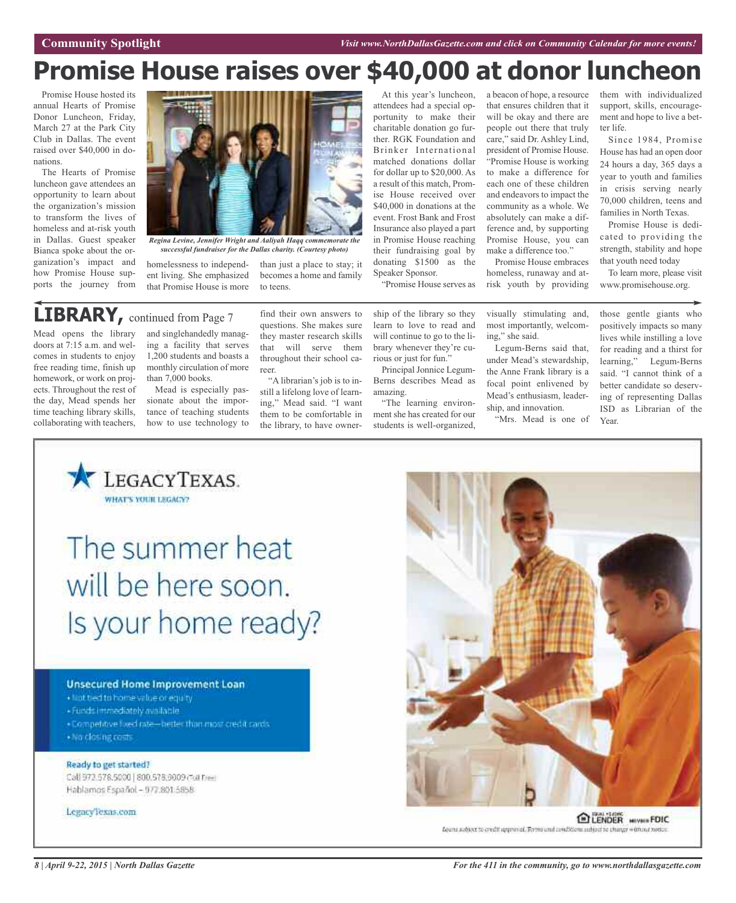Community Spotlight

*Visit www.NorthDallasGazette.com and click on Community Calendar for more events!*

# Promise House raises over $40,000 at donor luncheon

Promise House hosted its annual Hearts of Promise Donor Luncheon, Friday, March 27 at the Park City Club in Dallas. The event raised over $40,000 in donations.

The Hearts of Promise luncheon gave attendees an opportunity to learn about the organization's mission to transform the lives of homeless and at-risk youth in Dallas. Guest speaker Bianca spoke about the organization's impact and how Promise House supports the journey from homelessness to independent living. She emphasized that Promise House is more than just a place to stay; it becomes a home and family to teens.

*Regina Levine, Jennifer Wright and Aaliyah Haqq commemorate the successful fundraiser for the Dallas charity. (Courtesy photo)*

At this year's luncheon, attendees had a special opportunity to make their charitable donation go further. RGK Foundation and Brinker International matched donations dollar for dollar up to $20,000. As a result of this match, Promise House received over $40,000 in donations at the event. Frost Bank and Frost Insurance also played a part in Promise House reaching their fundraising goal by donating $1500 as the Speaker Sponsor.

"Promise House serves as a beacon of hope, a resource that ensures children that it will be okay and there are people out there that truly care," said Dr. Ashley Lind, president of Promise House. "Promise House is working to make a difference for each one of these children and endeavors to impact the community as a whole. We absolutely can make a difference and, by supporting Promise House, you can make a difference too."

Promise House embraces homeless, runaway and at-risk youth by providing them with individualized support, skills, encouragement and hope to live a better life.

Since 1984, Promise House has had an open door 24 hours a day, 365 days a year to youth and families in crisis serving nearly 70,000 children, teens and families in North Texas.

Promise House is dedicated to providing the strength, stability and hope that youth need today

To learn more, please visit www.promisehouse.org.

## LIBRARY, continued from Page 7

Mead opens the library doors at 7:15 a.m. and welcomes in students to enjoy free reading time, finish up homework, or work on projects. Throughout the rest of the day, Mead spends her time teaching library skills, collaborating with teachers, and singlehandedly managing a facility that serves 1,200 students and boasts a monthly circulation of more than 7,000 books.

Mead is especially passionate about the importance of teaching students how to use technology to find their own answers to questions. She makes sure they master research skills that will serve them throughout their school career.

"A librarian's job is to instill a lifelong love of learning," Mead said. "I want them to be comfortable in the library, to have ownership of the library so they learn to love to read and will continue to go to the library whenever they're curious or just for fun."

Principal Jonnice Legum-Berns describes Mead as amazing.

"The learning environment she has created for our students is well-organized, visually stimulating and, most importantly, welcoming," she said.

Legum-Berns said that, under Mead's stewardship, the Anne Frank library is a focal point enlivened by Mead's enthusiasm, leadership, and innovation.

"Mrs. Mead is one of those gentle giants who positively impacts so many lives while instilling a love for reading and a thirst for learning," Legum-Berns said. "I cannot think of a better candidate so deserving of representing Dallas ISD as Librarian of the Year.

---

LegacyTexas.
WHAT'S YOUR LEGACY?

The summer heat will be here soon. Is your home ready?

**Unsecured Home Improvement Loan**
- Not tied to home value or equity
- Funds immediately available
- Competitive fixed rate—better than most credit cards
- No closing costs

**Ready to get started?**
Call 972.578.5000 | 800.578.9009 Toll Free
Hablamos Español – 972.801.5858

LegacyTexas.com

EQUAL HOUSING LENDER MEMBER FDIC

Loans subject to credit approval. Terms and conditions subject to change without notice.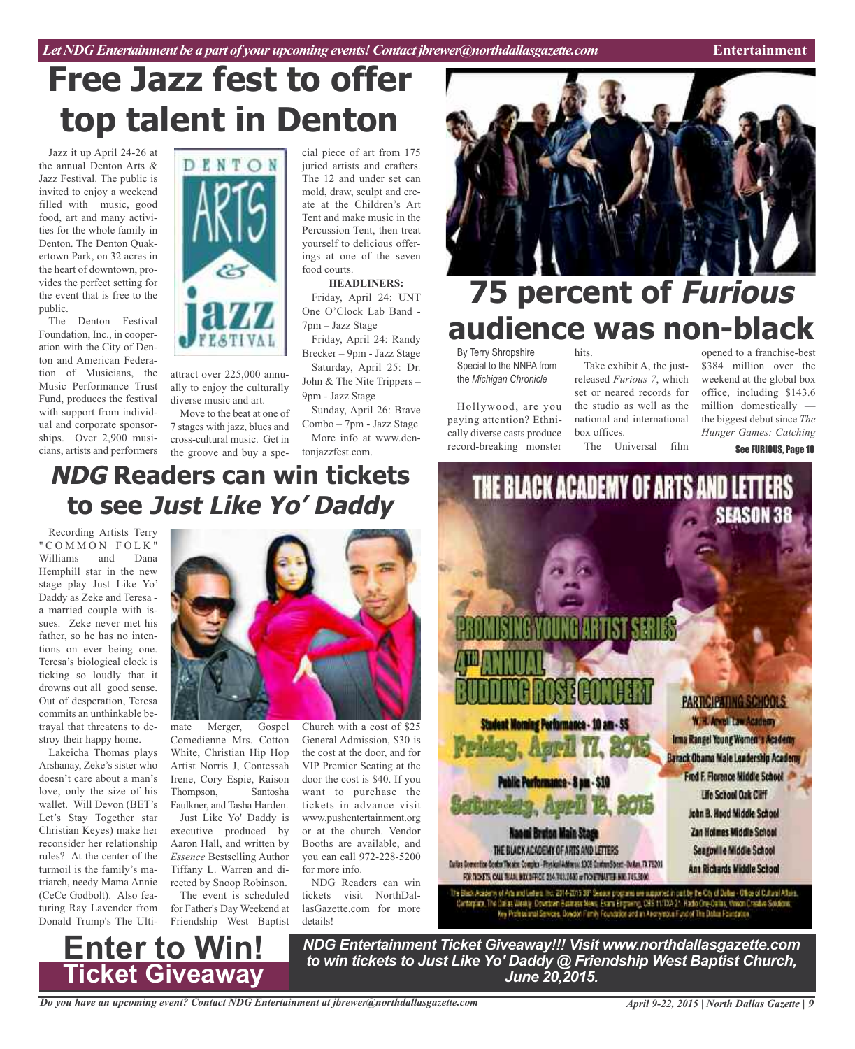# Free Jazz fest to offer top talent in Denton

Jazz it up April 24-26 at the annual Denton Arts & Jazz Festival. The public is invited to enjoy a weekend filled with music, good food, art and many activities for the whole family in Denton. The Denton Quakertown Park, on 32 acres in the heart of downtown, provides the perfect setting for the event that is free to the public.

The Denton Festival Foundation, Inc., in cooperation with the City of Denton and American Federation of Musicians, the Music Performance Trust Fund, produces the festival with support from individual and corporate sponsorships. Over 2,900 musicians, artists and performers attract over 225,000 annually to enjoy the culturally diverse music and art.

Move to the beat at one of 7 stages with jazz, blues and cross-cultural music. Get in the groove and buy a special piece of art from 175 juried artists and crafters. The 12 and under set can mold, draw, sculpt and create at the Children's Art Tent and make music in the Percussion Tent, then treat yourself to delicious offerings at one of the seven food courts.

**HEADLINERS:**

Friday, April 24: UNT One O'Clock Lab Band - 7pm – Jazz Stage

Friday, April 24: Randy Brecker – 9pm - Jazz Stage

Saturday, April 25: Dr. John & The Nite Trippers – 9pm - Jazz Stage

Sunday, April 26: Brave Combo – 7pm - Jazz Stage

More info at www.dentonjazzfest.com.

# 75 percent of *Furious* audience was non-black

By Terry Shropshire
Special to the NNPA from the *Michigan Chronicle*

Hollywood, are you paying attention? Ethnically diverse casts produce record-breaking monster hits.

Take exhibit A, the just-released *Furious 7*, which set or neared records for the studio as well as the national and international box offices.

The Universal film opened to a franchise-best $384 million over the weekend at the global box office, including $143.6 million domestically — the biggest debut since *The Hunger Games: Catching*

**See FURIOUS, Page 10**

# *NDG* Readers can win tickets to see *Just Like Yo' Daddy*

Recording Artists Terry "COMMON FOLK" Williams and Dana Hemphill star in the new stage play Just Like Yo' Daddy as Zeke and Teresa - a married couple with issues. Zeke never met his father, so he has no intentions on ever being one. Teresa's biological clock is ticking so loudly that it drowns out all good sense. Out of desperation, Teresa commits an unthinkable betrayal that threatens to destroy their happy home.

Lakeicha Thomas plays Arshanay, Zeke's sister who doesn't care about a man's love, only the size of his wallet. Will Devon (BET's Let's Stay Together star Christian Keyes) make her reconsider her relationship rules? At the center of the turmoil is the family's matriarch, needy Mama Annie (CeCe Godbolt). Also featuring Ray Lavender from Donald Trump's The Ultimate Merger, Gospel Comedienne Mrs. Cotton White, Christian Hip Hop Artist Norris J, Contessah Irene, Cory Espie, Raison Thompson, Santosha Faulkner, and Tasha Harden.

Just Like Yo' Daddy is executive produced by Aaron Hall, and written by *Essence* Bestselling Author Tiffany L. Warren and directed by Snoop Robinson.

The event is scheduled for Father's Day Weekend at Friendship West Baptist Church with a cost of $25 General Admission, $30 is the cost at the door, and for VIP Premier Seating at the door the cost is $40. If you want to purchase the tickets in advance visit www.pushentertainment.org or at the church. Vendor Booths are available, and you can call 972-228-5200 for more info.

NDG Readers can win tickets visit NorthDallasGazette.com for more details!

# Enter to Win!
## Ticket Giveaway

***NDG Entertainment Ticket Giveaway!!! Visit www.northdallasgazette.com to win tickets to Just Like Yo' Daddy @ Friendship West Baptist Church, June 20,2015.***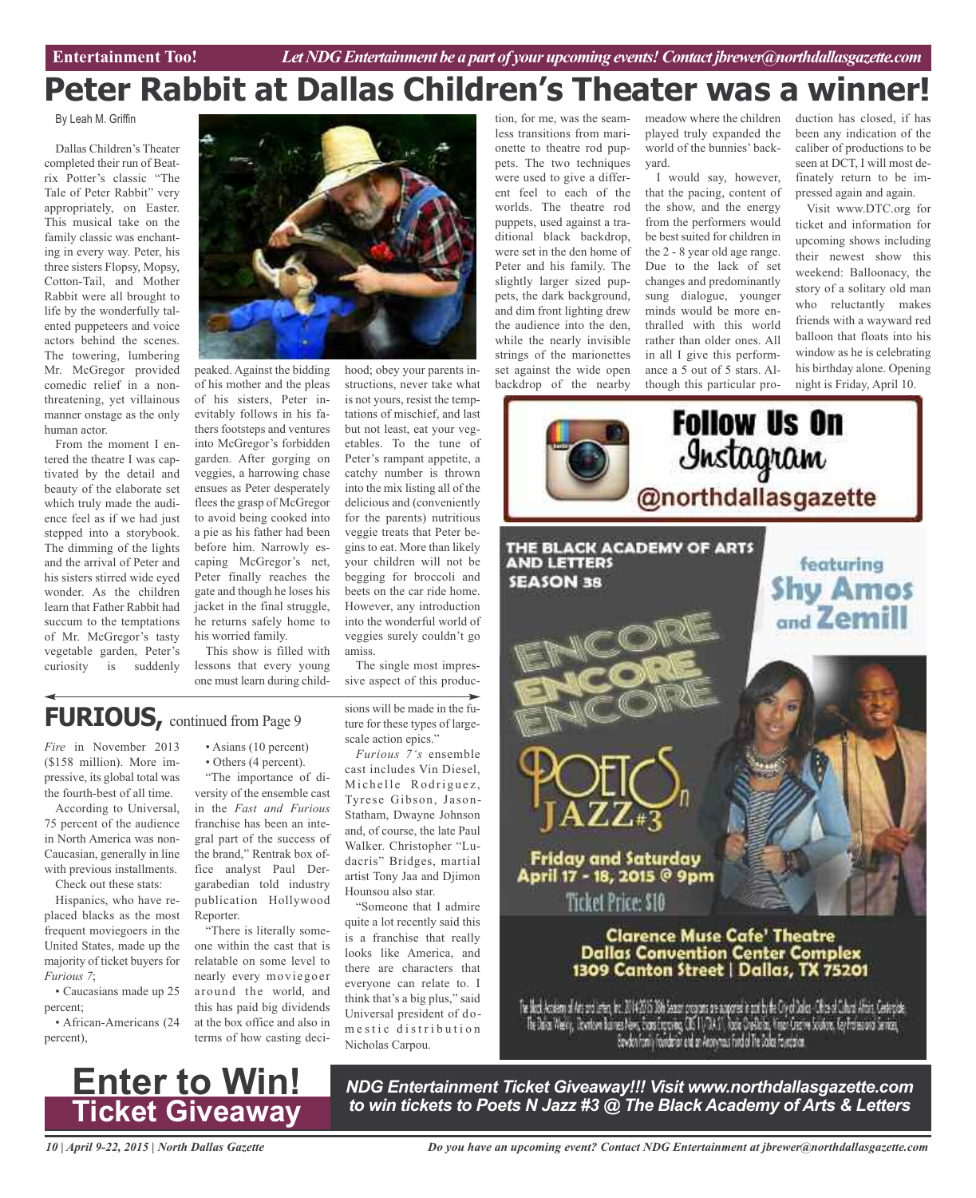# Peter Rabbit at Dallas Children's Theater was a winner!

By Leah M. Griffin

Dallas Children's Theater completed their run of Beatrix Potter's classic "The Tale of Peter Rabbit" very appropriately, on Easter. This musical take on the family classic was enchanting in every way. Peter, his three sisters Flopsy, Mopsy, Cotton-Tail, and Mother Rabbit were all brought to life by the wonderfully talented puppeteers and voice actors behind the scenes. The towering, lumbering Mr. McGregor provided comedic relief in a non-threatening, yet villainous manner onstage as the only human actor.

From the moment I entered the theatre I was captivated by the detail and beauty of the elaborate set which truly made the audience feel as if we had just stepped into a storybook. The dimming of the lights and the arrival of Peter and his sisters stirred wide eyed wonder. As the children learn that Father Rabbit had succum to the temptations of Mr. McGregor's tasty vegetable garden, Peter's curiosity is suddenly peaked. Against the bidding of his mother and the pleas of his sisters, Peter inevitably follows in his fathers footsteps and ventures into McGregor's forbidden garden. After gorging on veggies, a harrowing chase ensues as Peter desperately flees the grasp of McGregor to avoid being cooked into a pie as his father had been before him. Narrowly escaping McGregor's net, Peter finally reaches the gate and though he loses his jacket in the final struggle, he returns safely home to his worried family.

This show is filled with lessons that every young one must learn during childhood; obey your parents instructions, never take what is not yours, resist the temptations of mischief, and last but not least, eat your vegetables. To the tune of Peter's rampant appetite, a catchy number is thrown into the mix listing all of the delicious and (conveniently for the parents) nutritious veggie treats that Peter begins to eat. More than likely your children will not be begging for broccoli and beets on the car ride home. However, any introduction into the wonderful world of veggies surely couldn't go amiss.

The single most impressive aspect of this production, for me, was the seamless transitions from marionette to theatre rod puppets. The two techniques were used to give a different feel to each of the worlds. The theatre rod puppets, used against a traditional black backdrop, were set in the den home of Peter and his family. The slightly larger sized puppets, the dark background, and dim front lighting drew the audience into the den, while the nearly invisible strings of the marionettes set against the wide open backdrop of the nearby meadow where the children played truly expanded the world of the bunnies' backyard.

I would say, however, that the pacing, content of the show, and the energy from the performers would be best suited for children in the 2 - 8 year old age range. Due to the lack of set changes and predominantly sung dialogue, younger minds would be more enthralled with this world rather than older ones. All in all I give this performance a 5 out of 5 stars. Although this particular production has closed, if has been any indication of the caliber of productions to be seen at DCT, I will most definately return to be impressed again and again.

Visit www.DTC.org for ticket and information for upcoming shows including their newest show this weekend: Balloonacy, the story of a solitary old man who reluctantly makes friends with a wayward red balloon that floats into his window as he is celebrating his birthday alone. Opening night is Friday, April 10.

## FURIOUS, continued from Page 9

*Fire* in November 2013 ($158 million). More impressive, its global total was the fourth-best of all time.

According to Universal, 75 percent of the audience in North America was non-Caucasian, generally in line with previous installments.

Check out these stats:

Hispanics, who have replaced blacks as the most frequent moviegoers in the United States, made up the majority of ticket buyers for *Furious 7*;

- Caucasians made up 25 percent;
- African-Americans (24 percent),
- Asians (10 percent)
- Others (4 percent).

"The importance of diversity of the ensemble cast in the *Fast and Furious* franchise has been an integral part of the success of the brand," Rentrak box office analyst Paul Dergarabedian told industry publication Hollywood Reporter.

"There is literally someone within the cast that is relatable on some level to nearly every moviegoer around the world, and this has paid big dividends at the box office and also in terms of how casting decisions will be made in the future for these types of large-scale action epics."

*Furious 7's* ensemble cast includes Vin Diesel, Michelle Rodriguez, Tyrese Gibson, Jason-Statham, Dwayne Johnson and, of course, the late Paul Walker. Christopher "Ludacris" Bridges, martial artist Tony Jaa and Djimon Hounsou also star.

"Someone that I admire quite a lot recently said this is a franchise that really looks like America, and there are characters that everyone can relate to. I think that's a big plus," said Universal president of domestic distribution Nicholas Carpou.

---

**Follow Us On Instagram**
**@northdallasgazette**

---

THE BLACK ACADEMY OF ARTS AND LETTERS
SEASON 38

featuring **Shy Amos and Zemill**

ENCORE ENCORE ENCORE

**POETS n JAZZ #3**

**Friday and Saturday April 17 - 18, 2015 @ 9pm**

Ticket Price: $10

**Clarence Muse Cafe' Theatre**
**Dallas Convention Center Complex**
**1309 Canton Street | Dallas, TX 75201**

---

# Enter to Win! Ticket Giveaway

***NDG Entertainment Ticket Giveaway!!! Visit www.northdallasgazette.com to win tickets to Poets N Jazz #3 @ The Black Academy of Arts & Letters***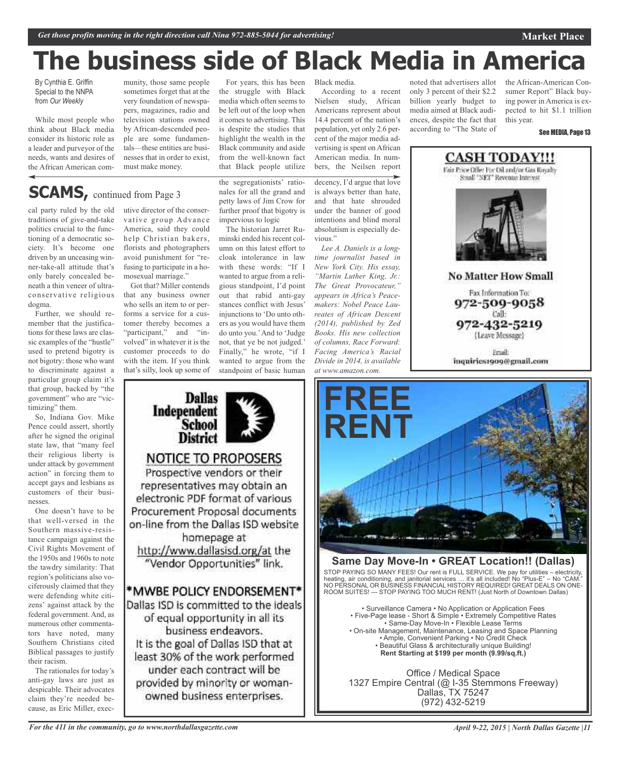# The business side of Black Media in America

By Cynthia E. Griffin
Special to the NNPA
from *Our Weekly*

While most people who think about Black media consider its historic role as a leader and purveyor of the needs, wants and desires of the African American community, those same people sometimes forget that at the very foundation of newspapers, magazines, radio and television stations owned by African-descended people are some fundamentals—these entities are businesses that in order to exist, must make money.

For years, this has been the struggle with Black media which often seems to be left out of the loop when it comes to advertising. This is despite the studies that highlight the wealth in the Black community and aside from the well-known fact that Black people utilize Black media.

According to a recent Nielsen study, African Americans represent about 14.4 percent of the nation's population, yet only 2.6 percent of the major media advertising is spent on African American media. In numbers, the Neilsen report noted that advertisers allot only 3 percent of their $2.2 billion yearly budget to media aimed at Black audiences, despite the fact that according to "The State of the African-American Consumer Report" Black buying power in America is expected to hit $1.1 trillion this year.

**See MEDIA, Page 13**

## SCAMS, continued from Page 3

cal party ruled by the old traditions of give-and-take politics crucial to the functioning of a democratic society. It's become one driven by an unceasing winner-take-all attitude that's only barely concealed beneath a thin veneer of ultraconservative religious dogma.

Further, we should remember that the justifications for these laws are classic examples of the "hustle" used to pretend bigotry is not bigotry: those who want to discriminate against a particular group claim it's that group, backed by "the government" who are "victimizing" them.

So, Indiana Gov. Mike Pence could assert, shortly after he signed the original state law, that "many feel their religious liberty is under attack by government action" in forcing them to accept gays and lesbians as customers of their businesses.

One doesn't have to be that well-versed in the Southern massive-resistance campaign against the Civil Rights Movement of the 1950s and 1960s to note the tawdry similarity: That region's politicians also vociferously claimed that they were defending white citizens' against attack by the federal government. And, as numerous other commentators have noted, many Southern Christians cited Biblical passages to justify their racism.

The rationales for today's anti-gay laws are just as despicable. Their advocates claim they're needed because, as Eric Miller, executive director of the conservative group Advance America, said they could help Christian bakers, florists and photographers avoid punishment for "refusing to participate in a homosexual marriage."

Got that? Miller contends that any business owner who sells an item to or performs a service for a customer thereby becomes a "participant," and "involved" in whatever it is the customer proceeds to do with the item. If you think that's silly, look up some of the segregationists' rationales for all the grand and petty laws of Jim Crow for further proof that bigotry is impervious to logic

The historian Jarret Ruminski ended his recent column on this latest effort to cloak intolerance in law with these words: "If I wanted to argue from a religious standpoint, I'd point out that rabid anti-gay stances conflict with Jesus' injunctions to 'Do unto others as you would have them do unto you.' And to 'Judge not, that ye be not judged.' Finally," he wrote, "if I wanted to argue from the standpoint of basic human decency, I'd argue that love is always better than hate, and that hate shrouded under the banner of good intentions and blind moral absolutism is especially devious."

*Lee A. Daniels is a longtime journalist based in New York City. His essay, "Martin Luther King, Jr.: The Great Provocateur," appears in Africa's Peacemakers: Nobel Peace Laureates of African Descent (2014), published by Zed Books. His new collection of columns, Race Forward: Facing America's Racial Divide in 2014, is available at www.amazon.com.*

---

**CASH TODAY!!!**

Fair Price Offer For Oil and/or Gas Royalty
Small "NET" Revenue Interest

**No Matter How Small**

Fax Information To:
**972-509-9058**
Call:
**972-432-5219**
(Leave Message)

Email:
inquiries1909@gmail.com

---

**Dallas Independent School District**

**NOTICE TO PROPOSERS**

Prospective vendors or their representatives may obtain an electronic PDF format of various Procurement Proposal documents on-line from the Dallas ISD website homepage at http://www.dallasisd.org/at the "Vendor Opportunities" link.

**\*MWBE POLICY ENDORSEMENT\***

Dallas ISD is committed to the ideals of equal opportunity in all its business endeavors.
It is the goal of Dallas ISD that at least 30% of the work performed under each contract will be provided by minority or woman-owned business enterprises.

---

**FREE RENT**

**Same Day Move-In • GREAT Location!! (Dallas)**

STOP PAYING SO MANY FEES! Our rent is FULL SERVICE. We pay for utilities – electricity, heating, air conditioning, and janitorial services … it's all included! No "Plus-E" – No "CAM." NO PERSONAL OR BUSINESS FINANCIAL HISTORY REQUIRED! GREAT DEALS ON ONE-ROOM SUITES! --- STOP PAYING TOO MUCH RENT! (Just North of Downtown Dallas)

• Surveillance Camera • No Application or Application Fees
• Five-Page lease - Short & Simple • Extremely Competitive Rates
• Same-Day Move-In • Flexible Lease Terms
• On-site Management, Maintenance, Leasing and Space Planning
• Ample, Convenient Parking • No Credit Check
• Beautiful Glass & architecturally unique Building!
**Rent Starting at $199 per month (9.99/sq.ft.)**

Office / Medical Space
1327 Empire Central (@ I-35 Stemmons Freeway)
Dallas, TX 75247
(972) 432-5219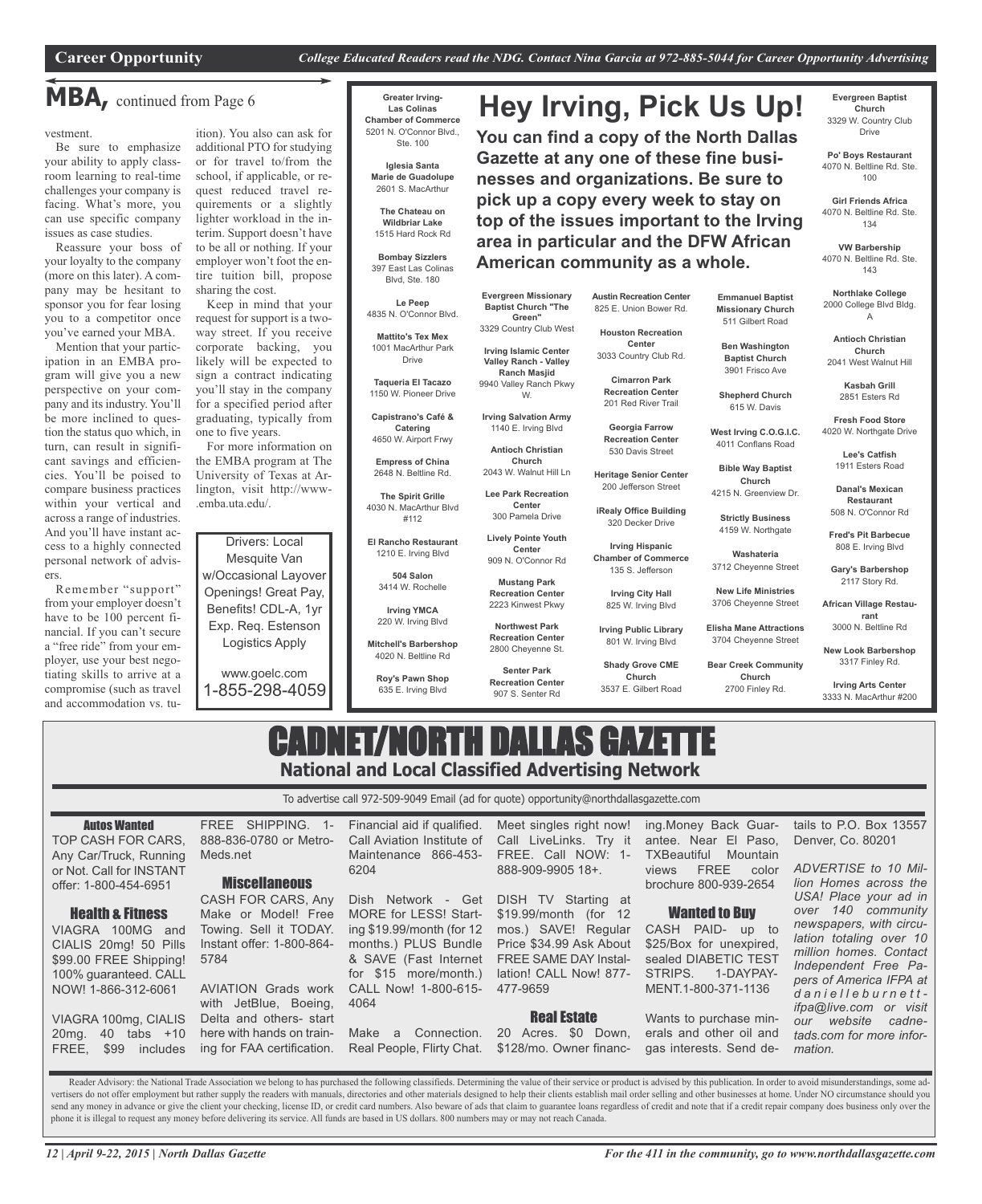## MBA, continued from Page 6

vestment.

Be sure to emphasize your ability to apply classroom learning to real-time challenges your company is facing. What's more, you can use specific company issues as case studies.

Reassure your boss of your loyalty to the company (more on this later). A company may be hesitant to sponsor you for fear losing you to a competitor once you've earned your MBA.

Mention that your participation in an EMBA program will give you a new perspective on your company and its industry. You'll be more inclined to question the status quo which, in turn, can result in significant savings and efficiencies. You'll be poised to compare business practices within your vertical and across a range of industries. And you'll have instant access to a highly connected personal network of advisers.

Remember "support" from your employer doesn't have to be 100 percent financial. If you can't secure a "free ride" from your employer, use your best negotiating skills to arrive at a compromise (such as travel and accommodation vs. tuition). You also can ask for additional PTO for studying or for travel to/from the school, if applicable, or request reduced travel requirements or a slightly lighter workload in the interim. Support doesn't have to be all or nothing. If your employer won't foot the entire tuition bill, propose sharing the cost.

Keep in mind that your request for support is a two-way street. If you receive corporate backing, you likely will be expected to sign a contract indicating you'll stay in the company for a specified period after graduating, typically from one to five years.

For more information on the EMBA program at The University of Texas at Arlington, visit http://www-.emba.uta.edu/.

Drivers: Local Mesquite Van w/Occasional Layover Openings! Great Pay, Benefits! CDL-A, 1yr Exp. Req. Estenson Logistics Apply

www.goelc.com
1-855-298-4059

## Hey Irving, Pick Us Up!

**You can find a copy of the North Dallas Gazette at any one of these fine businesses and organizations. Be sure to pick up a copy every week to stay on top of the issues important to the Irving area in particular and the DFW African American community as a whole.**

**Greater Irving-Las Colinas Chamber of Commerce**
5201 N. O'Connor Blvd., Ste. 100

**Iglesia Santa Marie de Guadolupe**
2601 S. MacArthur

**The Chateau on Wildbriar Lake**
1515 Hard Rock Rd

**Bombay Sizzlers**
397 East Las Colinas Blvd, Ste. 180

**Le Peep**
4835 N. O'Connor Blvd.

**Mattito's Tex Mex**
1001 MacArthur Park Drive

**Taqueria El Tacazo**
1150 W. Pioneer Drive

**Capistrano's Café & Catering**
4650 W. Airport Frwy

**Empress of China**
2648 N. Beltline Rd.

**The Spirit Grille**
4030 N. MacArthur Blvd #112

**El Rancho Restaurant**
1210 E. Irving Blvd

**504 Salon**
3414 W. Rochelle

**Irving YMCA**
220 W. Irving Blvd

**Mitchell's Barbershop**
4020 N. Beltline Rd

**Roy's Pawn Shop**
635 E. Irving Blvd

**Evergreen Missionary Baptist Church "The Green"**
3329 Country Club West

**Irving Islamic Center Valley Ranch - Valley Ranch Masjid**
9940 Valley Ranch Pkwy W.

**Irving Salvation Army**
1140 E. Irving Blvd

**Antioch Christian Church**
2043 W. Walnut Hill Ln

**Lee Park Recreation Center**
300 Pamela Drive

**Lively Pointe Youth Center**
909 N. O'Connor Rd

**Mustang Park Recreation Center**
2223 Kinwest Pkwy

**Northwest Park Recreation Center**
2800 Cheyenne St.

**Senter Park Recreation Center**
907 S. Senter Rd

**Austin Recreation Center**
825 E. Union Bower Rd.

**Houston Recreation Center**
3033 Country Club Rd.

**Cimarron Park Recreation Center**
201 Red River Trail

**Georgia Farrow Recreation Center**
530 Davis Street

**Heritage Senior Center**
200 Jefferson Street

**iRealy Office Building**
320 Decker Drive

**Irving Hispanic Chamber of Commerce**
135 S. Jefferson

**Irving City Hall**
825 W. Irving Blvd

**Irving Public Library**
801 W. Irving Blvd

**Shady Grove CME Church**
3537 E. Gilbert Road

**Emmanuel Baptist Missionary Church**
511 Gilbert Road

**Ben Washington Baptist Church**
3901 Frisco Ave

**Shepherd Church**
615 W. Davis

**West Irving C.O.G.I.C.**
4011 Conflans Road

**Bible Way Baptist Church**
4215 N. Greenview Dr.

**Strictly Business**
4159 W. Northgate

**Washateria**
3712 Cheyenne Street

**New Life Ministries**
3706 Cheyenne Street

**Elisha Mane Attractions**
3704 Cheyenne Street

**Bear Creek Community Church**
2700 Finley Rd.

**Evergreen Baptist Church**
3329 W. Country Club Drive

**Po' Boys Restaurant**
4070 N. Beltline Rd. Ste. 100

**Girl Friends Africa**
4070 N. Beltline Rd. Ste. 134

**VW Barbership**
4070 N. Beltline Rd. Ste. 143

**Northlake College**
2000 College Blvd Bldg. A

**Antioch Christian Church**
2041 West Walnut Hill

**Kasbah Grill**
2851 Esters Rd

**Fresh Food Store**
4020 W. Northgate Drive

**Lee's Catfish**
1911 Esters Road

**Danal's Mexican Restaurant**
508 N. O'Connor Rd

**Fred's Pit Barbecue**
808 E. Irving Blvd

**Gary's Barbershop**
2117 Story Rd.

**African Village Restaurant**
3000 N. Beltline Rd

**New Look Barbershop**
3317 Finley Rd.

**Irving Arts Center**
3333 N. MacArthur #200

# CADNET/NORTH DALLAS GAZETTE

## National and Local Classified Advertising Network

To advertise call 972-509-9049 Email (ad for quote) opportunity@northdallasgazette.com

### Autos Wanted

TOP CASH FOR CARS, Any Car/Truck, Running or Not. Call for INSTANT offer: 1-800-454-6951

### Health & Fitness

VIAGRA 100MG and CIALIS 20mg! 50 Pills $99.00 FREE Shipping! 100% guaranteed. CALL NOW! 1-866-312-6061

VIAGRA 100mg, CIALIS 20mg. 40 tabs +10 FREE, $99 includes FREE SHIPPING. 1-888-836-0780 or Metro-Meds.net

### Miscellaneous

CASH FOR CARS, Any Make or Model! Free Towing. Sell it TODAY. Instant offer: 1-800-864-5784

AVIATION Grads work with JetBlue, Boeing, Delta and others- start here with hands on training for FAA certification. Financial aid if qualified. Call Aviation Institute of Maintenance 866-453-6204

Dish Network - Get MORE for LESS! Starting $19.99/month (for 12 months.) PLUS Bundle & SAVE (Fast Internet for $15 more/month.) CALL Now! 1-800-615-4064

Make a Connection. Real People, Flirty Chat. Meet singles right now! Call LiveLinks. Try it FREE. Call NOW: 1-888-909-9905 18+.

DISH TV Starting at $19.99/month (for 12 mos.) SAVE! Regular Price $34.99 Ask About FREE SAME DAY Installation! CALL Now! 877-477-9659

### Real Estate

20 Acres. $0 Down, $128/mo. Owner financing.Money Back Guarantee. Near El Paso, TXBeautiful Mountain views FREE color brochure 800-939-2654

### Wanted to Buy

CASH PAID- up to $25/Box for unexpired, sealed DIABETIC TEST STRIPS. 1-DAYPAYMENT.1-800-371-1136

Wants to purchase minerals and other oil and gas interests. Send details to P.O. Box 13557 Denver, Co. 80201

*ADVERTISE to 10 Million Homes across the USA! Place your ad in over 140 community newspapers, with circulation totaling over 10 million homes. Contact Independent Free Papers of America IFPA at danielleburnett-ifpa@live.com or visit our website cadnetads.com for more information.*

Reader Advisory: the National Trade Association we belong to has purchased the following classifieds. Determining the value of their service or product is advised by this publication. In order to avoid misunderstandings, some advertisers do not offer employment but rather supply the readers with manuals, directories and other materials designed to help their clients establish mail order selling and other businesses at home. Under NO circumstance should you send any money in advance or give the client your checking, license ID, or credit card numbers. Also beware of ads that claim to guarantee loans regardless of credit and note that if a credit repair company does business only over the phone it is illegal to request any money before delivering its service. All funds are based in US dollars. 800 numbers may or may not reach Canada.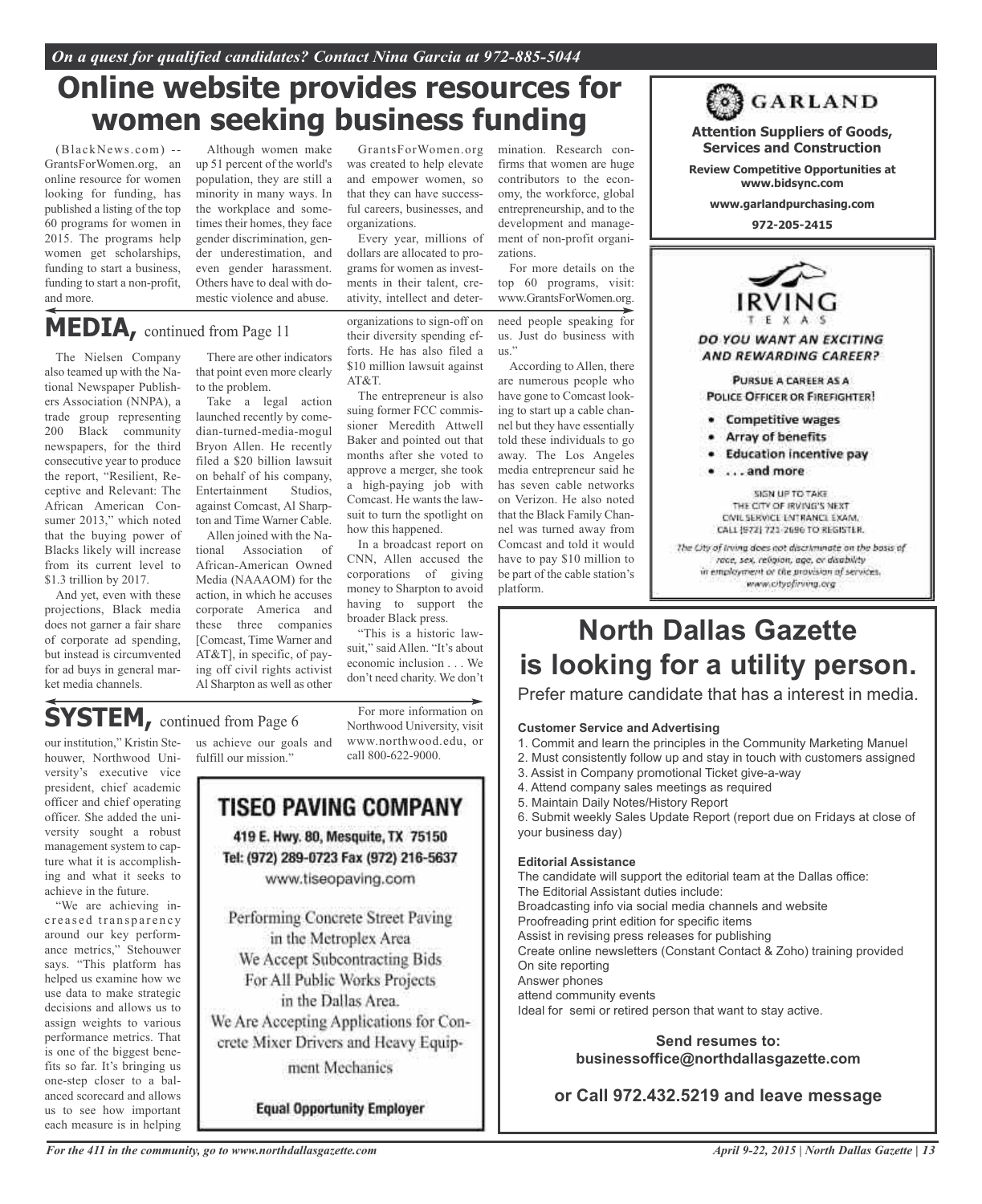*On a quest for qualified candidates? Contact Nina Garcia at 972-885-5044*

# Online website provides resources for women seeking business funding

(BlackNews.com) -- GrantsForWomen.org, an online resource for women looking for funding, has published a listing of the top 60 programs for women in 2015. The programs help women get scholarships, funding to start a business, funding to start a non-profit, and more.

Although women make up 51 percent of the world's population, they are still a minority in many ways. In the workplace and sometimes their homes, they face gender discrimination, gender underestimation, and even gender harassment. Others have to deal with domestic violence and abuse.

GrantsForWomen.org was created to help elevate and empower women, so that they can have successful careers, businesses, and organizations.

Every year, millions of dollars are allocated to programs for women as investments in their talent, creativity, intellect and determination. Research confirms that women are huge contributors to the economy, the workforce, global entrepreneurship, and to the development and management of non-profit organizations.

For more details on the top 60 programs, visit: www.GrantsForWomen.org.

## MEDIA, continued from Page 11

The Nielsen Company also teamed up with the National Newspaper Publishers Association (NNPA), a trade group representing 200 Black community newspapers, for the third consecutive year to produce the report, "Resilient, Receptive and Relevant: The African American Consumer 2013," which noted that the buying power of Blacks likely will increase from its current level to $1.3 trillion by 2017.

And yet, even with these projections, Black media does not garner a fair share of corporate ad spending, but instead is circumvented for ad buys in general market media channels.

There are other indicators that point even more clearly to the problem.

Take a legal action launched recently by comedian-turned-media-mogul Bryon Allen. He recently filed a $20 billion lawsuit on behalf of his company, Entertainment Studios, against Comcast, Al Sharpton and Time Warner Cable.

Allen joined with the National Association of African-American Owned Media (NAAAOM) for the action, in which he accuses corporate America and these three companies [Comcast, Time Warner and AT&T], in specific, of paying off civil rights activist Al Sharpton as well as other organizations to sign-off on their diversity spending efforts. He has also filed a $10 million lawsuit against AT&T.

The entrepreneur is also suing former FCC commissioner Meredith Attwell Baker and pointed out that months after she voted to approve a merger, she took a high-paying job with Comcast. He wants the lawsuit to turn the spotlight on how this happened.

In a broadcast report on CNN, Allen accused the corporations of giving money to Sharpton to avoid having to support the broader Black press.

"This is a historic lawsuit," said Allen. "It's about economic inclusion . . . We don't need charity. We don't need people speaking for us. Just do business with us."

According to Allen, there are numerous people who have gone to Comcast looking to start up a cable channel but they have essentially told these individuals to go away. The Los Angeles media entrepreneur said he has seven cable networks on Verizon. He also noted that the Black Family Channel was turned away from Comcast and told it would have to pay $10 million to be part of the cable station's platform.

## SYSTEM, continued from Page 6

our institution," Kristin Stehouwer, Northwood University's executive vice president, chief academic officer and chief operating officer. She added the university sought a robust management system to capture what it is accomplishing and what it seeks to achieve in the future.

"We are achieving increased transparency around our key performance metrics," Stehouwer says. "This platform has helped us examine how we use data to make strategic decisions and allows us to assign weights to various performance metrics. That is one of the biggest benefits so far. It's bringing us one-step closer to a balanced scorecard and allows us to see how important each measure is in helping us achieve our goals and fulfill our mission."

For more information on Northwood University, visit www.northwood.edu, or call 800-622-9000.

---

**GARLAND**

**Attention Suppliers of Goods, Services and Construction**

**Review Competitive Opportunities at www.bidsync.com**

**www.garlandpurchasing.com**

**972-205-2415**

---

**IRVING** TEXAS

***DO YOU WANT AN EXCITING AND REWARDING CAREER?***

**PURSUE A CAREER AS A POLICE OFFICER OR FIREFIGHTER!**

- **Competitive wages**
- **Array of benefits**
- **Education incentive pay**
- **. . . and more**

SIGN UP TO TAKE THE CITY OF IRVING'S NEXT CIVIL SERVICE ENTRANCE EXAM. CALL (972) 721-2696 TO REGISTER.

*The City of Irving does not discriminate on the basis of race, sex, religion, age, or disability in employment or the provision of services. www.cityofirving.org*

---

**TISEO PAVING COMPANY**

**419 E. Hwy. 80, Mesquite, TX 75150**
**Tel: (972) 289-0723 Fax (972) 216-5637**
www.tiseopaving.com

Performing Concrete Street Paving in the Metroplex Area
We Accept Subcontracting Bids For All Public Works Projects in the Dallas Area.
We Are Accepting Applications for Concrete Mixer Drivers and Heavy Equipment Mechanics

**Equal Opportunity Employer**

---

## North Dallas Gazette is looking for a utility person.

Prefer mature candidate that has a interest in media.

**Customer Service and Advertising**

1. Commit and learn the principles in the Community Marketing Manuel
2. Must consistently follow up and stay in touch with customers assigned
3. Assist in Company promotional Ticket give-a-way
4. Attend company sales meetings as required
5. Maintain Daily Notes/History Report
6. Submit weekly Sales Update Report (report due on Fridays at close of your business day)

**Editorial Assistance**

The candidate will support the editorial team at the Dallas office:
The Editorial Assistant duties include:
Broadcasting info via social media channels and website
Proofreading print edition for specific items
Assist in revising press releases for publishing
Create online newsletters (Constant Contact & Zoho) training provided
On site reporting
Answer phones
attend community events
Ideal for semi or retired person that want to stay active.

**Send resumes to: businessoffice@northdallasgazette.com**

**or Call 972.432.5219 and leave message**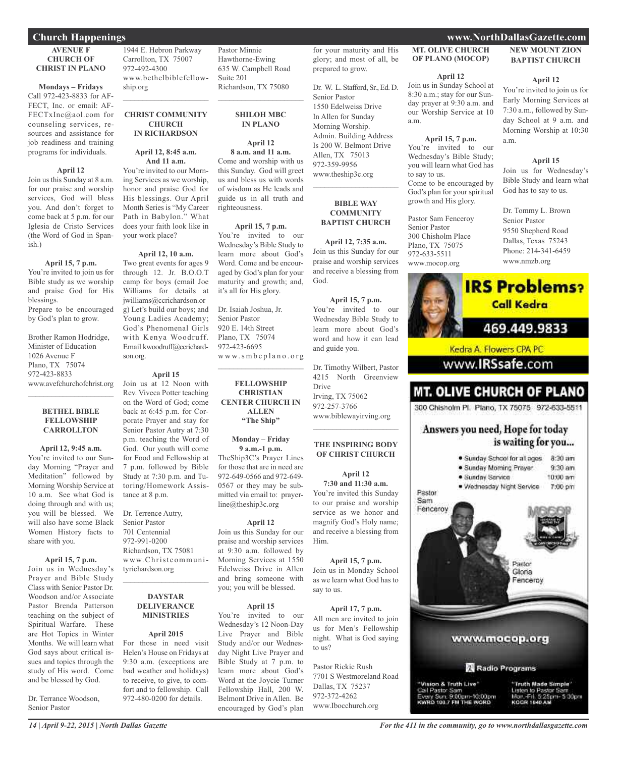## Church Happenings

### AVENUE F CHURCH OF CHRIST IN PLANO

**Mondays – Fridays**
Call 972-423-8833 for AFFECT, Inc. or email: AFFECTxInc@aol.com for counseling services, resources and assistance for job readiness and training programs for individuals.

**April 12**
Join us this Sunday at 8 a.m. for our praise and worship services, God will bless you. And don't forget to come back at 5 p.m. for our Iglesia de Cristo Services (the Word of God in Spanish.)

**April 15, 7 p.m.**
You're invited to join us for Bible study as we worship and praise God for His blessings.
Prepare to be encouraged by God's plan to grow.

Brother Ramon Hodridge,
Minister of Education
1026 Avenue F
Plano, TX 75074
972-423-8833
www.avefchurchofchrist.org

---

### BETHEL BIBLE FELLOWSHIP CARROLLTON

**April 12, 9:45 a.m.**
You're invited to our Sunday Morning "Prayer and Meditation" followed by Morning Worship Service at 10 a.m. See what God is doing through and with us; you will be blessed. We will also have some Black Women History facts to share with you.

**April 15, 7 p.m.**
Join us in Wednesday's Prayer and Bible Study Class with Senior Pastor Dr. Woodson and/or Associate Pastor Brenda Patterson teaching on the subject of Spiritual Warfare. These are Hot Topics in Winter Months. We will learn what God says about critical issues and topics through the study of His word. Come and be blessed by God.

Dr. Terrance Woodson,
Senior Pastor
1944 E. Hebron Parkway
Carrollton, TX 75007
972-492-4300
www.bethelbiblefellowship.org

---

### CHRIST COMMUNITY CHURCH IN RICHARDSON

**April 12, 8:45 a.m. And 11 a.m.**
You're invited to our Morning Services as we worship, honor and praise God for His blessings. Our April Month Series is "My Career Path in Babylon." What does your faith look like in your work place?

**April 12, 10 a.m.**
Two great events for ages 9 through 12. Jr. B.O.O.T camp for boys (email Joe Williams for details at jwilliams@ccrichardson.org) Let's build our boys; and Young Ladies Academy; God's Phenomenal Girls with Kenya Woodruff. Email kwoodruff@ccrichardson.org.

**April 15**
Join us at 12 Noon with Rev. Viveca Potter teaching on the Word of God; come back at 6:45 p.m. for Corporate Prayer and stay for Senior Pastor Autry at 7:30 p.m. teaching the Word of God. Our youth will come for Food and Fellowship at 7 p.m. followed by Bible Study at 7:30 p.m. and Tutoring/Homework Assistance at 8 p.m.

Dr. Terrence Autry,
Senior Pastor
701 Centennial
972-991-0200
Richardson, TX 75081
www.Christcommunityrichardson.org

---

### DAYSTAR DELIVERANCE MINISTRIES

**April 2015**
For those in need visit Helen's House on Fridays at 9:30 a.m. (exceptions are bad weather and holidays) to receive, to give, to comfort and to fellowship. Call 972-480-0200 for details.

Pastor Minnie Hawthorne-Ewing
635 W. Campbell Road
Suite 201
Richardson, TX 75080

---

### SHILOH MBC IN PLANO

**April 12 8 a.m. and 11 a.m.**
Come and worship with us this Sunday. God will greet us and bless us with words of wisdom as He leads and guide us in all truth and righteousness.

**April 15, 7 p.m.**
You're invited to our Wednesday's Bible Study to learn more about God's Word. Come and be encouraged by God's plan for your maturity and growth; and, it's all for His glory.

Dr. Isaiah Joshua, Jr.
Senior Pastor
920 E. 14th Street
Plano, TX 75074
972-423-6695
www.smbcplano.org

---

### FELLOWSHIP CHRISTIAN CENTER CHURCH IN ALLEN "The Ship"

**Monday – Friday 9 a.m.-1 p.m.**
TheShip3C's Prayer Lines for those that are in need are 972-649-0566 and 972-649-0567 or they may be submitted via email to: prayerline@theship3c.org

**April 12**
Join us this Sunday for our praise and worship services at 9:30 a.m. followed by Morning Services at 1550 Edelweiss Drive in Allen and bring someone with you; you will be blessed.

**April 15**
You're invited to our Wednesday's 12 Noon-Day Live Prayer and Bible Study and/or our Wednesday Night Live Prayer and Bible Study at 7 p.m. to learn more about God's Word at the Joycie Turner Fellowship Hall, 200 W. Belmont Drive in Allen. Be encouraged by God's plan for your maturity and His glory; and most of all, be prepared to grow.

Dr. W. L. Stafford, Sr., Ed. D.
Senior Pastor
1550 Edelweiss Drive
In Allen for Sunday
Morning Worship.
Admin. Building Address
Is 200 W. Belmont Drive
Allen, TX 75013
972-359-9956
www.theship3c.org

---

### BIBLE WAY COMMUNITY BAPTIST CHURCH

**April 12, 7:35 a.m.**
Join us this Sunday for our praise and worship services and receive a blessing from God.

**April 15, 7 p.m.**
You're invited to our Wednesday Bible Study to learn more about God's word and how it can lead and guide you.

Dr. Timothy Wilbert, Pastor
4215 North Greenview Drive
Irving, TX 75062
972-257-3766
www.biblewayirving.org

---

### THE INSPIRING BODY OF CHRIST CHURCH

**April 12 7:30 and 11:30 a.m.**
You're invited this Sunday to our praise and worship service as we honor and magnify God's Holy name; and receive a blessing from Him.

**April 15, 7 p.m.**
Join us in Monday School as we learn what God has to say to us.

**April 17, 7 p.m.**
All men are invited to join us for Men's Fellowship night. What is God saying to us?

Pastor Rickie Rush
7701 S Westmoreland Road
Dallas, TX 75237
972-372-4262
www.Ibocchurch.org

---

### MT. OLIVE CHURCH OF PLANO (MOCOP)

**April 12**
Join us in Sunday School at 8:30 a.m.; stay for our Sunday prayer at 9:30 a.m. and our Worship Service at 10 a.m.

**April 15, 7 p.m.**
You're invited to our Wednesday's Bible Study; you will learn what God has to say to us.
Come to be encouraged by God's plan for your spiritual growth and His glory.

Pastor Sam Fenceroy
Senior Pastor
300 Chisholm Place
Plano, TX 75075
972-633-5511
www.mocop.org

---

### NEW MOUNT ZION BAPTIST CHURCH

**April 12**
You're invited to join us for Early Morning Services at 7:30 a.m., followed by Sunday School at 9 a.m. and Morning Worship at 10:30 a.m.

**April 15**
Join us for Wednesday's Bible Study and learn what God has to say to us.

Dr. Tommy L. Brown
Senior Pastor
9550 Shepherd Road
Dallas, Texas 75243
Phone: 214-341-6459
www.nmzb.org

---

**IRS Problems? Call Kedra**
469.449.9833
Kedra A. Flowers CPA PC
www.IRSsafe.com

---

**MT. OLIVE CHURCH OF PLANO**
300 Chisholm Pl. Plano, TX 75075 972-633-5511

Answers you need, Hope for today is waiting for you...

- Sunday School for all ages 8:30 am
- Sunday Morning Prayer 9:30 am
- Sunday Service 10:00 am
- Wednesday Night Service 7:00 pm

Pastor Sam Fenceroy
Pastor Gloria Fenceroy

www.mocop.org

Radio Programs

"Vision & Truth Live" Call Pastor Sam Every Sun. 9:00pm-10:00pm KWRD 100.7 FM THE WORD

"Truth Made Simple" Listen to Pastor Sam Mon.-Fri. 5:25pm- 5:30pm KCGR 1040 AM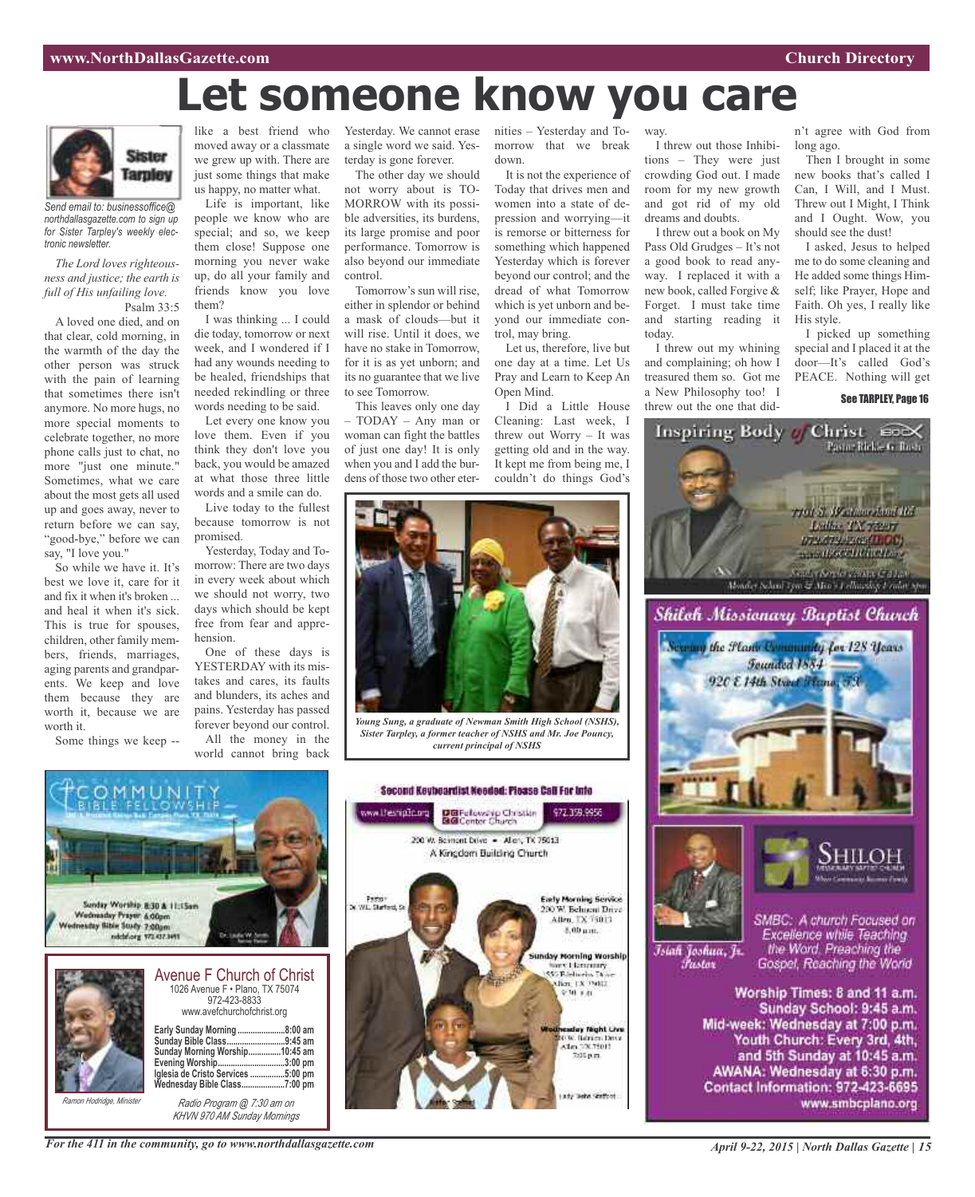# Let someone know you care

*Send email to: businessoffice@northdallasgazette.com to sign up for Sister Tarpley's weekly electronic newsletter.*

*The Lord loves righteousness and justice; the earth is full of His unfailing love.*
Psalm 33:5

A loved one died, and on that clear, cold morning, in the warmth of the day the other person was struck with the pain of learning that sometimes there isn't anymore. No more hugs, no more special moments to celebrate together, no more phone calls just to chat, no more "just one minute." Sometimes, what we care about the most gets all used up and goes away, never to return before we can say, "good-bye," before we can say, "I love you."

So while we have it. It's best we love it, care for it and fix it when it's broken ... and heal it when it's sick. This is true for spouses, children, other family members, friends, marriages, aging parents and grandparents. We keep and love them because they are worth it, because we are worth it.

Some things we keep -- like a best friend who moved away or a classmate we grew up with. There are just some things that make us happy, no matter what.

Life is important, like people we know who are special; and so, we keep them close! Suppose one morning you never wake up, do all your family and friends know you love them?

I was thinking ... I could die today, tomorrow or next week, and I wondered if I had any wounds needing to be healed, friendships that needed rekindling or three words needing to be said.

Let every one know you love them. Even if you think they don't love you back, you would be amazed at what those three little words and a smile can do.

Live today to the fullest because tomorrow is not promised.

Yesterday, Today and Tomorrow: There are two days in every week about which we should not worry, two days which should be kept free from fear and apprehension.

One of these days is YESTERDAY with its mistakes and cares, its faults and blunders, its aches and pains. Yesterday has passed forever beyond our control.

All the money in the world cannot bring back Yesterday. We cannot erase a single word we said. Yesterday is gone forever.

The other day we should not worry about is TOMORROW with its possible adversities, its burdens, its large promise and poor performance. Tomorrow is also beyond our immediate control.

Tomorrow's sun will rise, either in splendor or behind a mask of clouds—but it will rise. Until it does, we have no stake in Tomorrow, for it is as yet unborn; and its no guarantee that we live to see Tomorrow.

This leaves only one day – TODAY – Any man or woman can fight the battles of just one day! It is only when you and I add the burdens of those two other eternities – Yesterday and Tomorrow that we break down.

It is not the experience of Today that drives men and women into a state of depression and worrying—it is remorse or bitterness for something which happened Yesterday which is forever beyond our control; and the dread of what Tomorrow which is yet unborn and beyond our immediate control, may bring.

Let us, therefore, live but one day at a time. Let Us Pray and Learn to Keep An Open Mind.

I Did a Little House Cleaning: Last week, I threw out Worry – It was getting old and in the way. It kept me from being me, I couldn't do things God's way.

I threw out those Inhibitions – They were just crowding God out. I made room for my new growth and got rid of my old dreams and doubts.

I threw out a book on My Pass Old Grudges – It's not a good book to read anyway. I replaced it with a new book, called Forgive & Forget. I must take time and starting reading it today.

I threw out my whining and complaining; oh how I treasured them so. Got me a New Philosophy too! I threw out the one that didn't agree with God from long ago.

Then I brought in some new books that's called I Can, I Will, and I Must. Threw out I Might, I Think and I Ought. Wow, you should see the dust!

I asked, Jesus to helped me to do some cleaning and He added some things Himself; like Prayer, Hope and Faith. Oh yes, I really like His style.

I picked up something special and I placed it at the door—It's called God's PEACE. Nothing will get

**See TARPLEY, Page 16**

*Young Sung, a graduate of Newman Smith High School (NSHS), Sister Tarpley, a former teacher of NSHS and Mr. Joe Pouncy, current principal of NSHS*

## Avenue F Church of Christ

1026 Avenue F • Plano, TX 75074
972-423-8833
www.avefchurchofchrist.org

| | |
|---|---|
| Early Sunday Morning | 8:00 am |
| Sunday Bible Class | 9:45 am |
| Sunday Morning Worship | 10:45 am |
| Evening Worship | 3:00 pm |
| Iglesia de Cristo Services | 5:00 pm |
| Wednesday Bible Class | 7:00 pm |

*Ramon Hodridge, Minister*

*Radio Program @ 7:30 am on KHVN 970 AM Sunday Mornings*

## Shiloh Missionary Baptist Church

Serving the Plano Community for 128 Years
Founded 1884
920 E 14th Street Plano, TX

Isiah Joshua, Jr. Pastor

SMBC: A church Focused on Excellence while Teaching the Word, Preaching the Gospel, Reaching the World

Worship Times: 8 and 11 a.m.
Sunday School: 9:45 a.m.
Mid-week: Wednesday at 7:00 p.m.
Youth Church: Every 3rd, 4th, and 5th Sunday at 10:45 a.m.
AWANA: Wednesday at 6:30 p.m.
Contact Information: 972-423-6695
www.smbcplano.org

**Second Keyboardist Needed: Please Call For Info**

Fellowship Christian Center Church
www.thefcc.org — 972.359.9956
200 W. Belmont Drive • Allen, TX 75013
A Kingdom Building Church

Early Morning Service
200 W. Belmont Drive
Allen, TX 75013
8:00 a.m.

Inspiring Body of Christ
Pastor Rickie G. Rush

Community Bible Fellowship
Sunday Worship 8:30 & 11:15am
Wednesday Prayer 6:00pm
Wednesday Bible Study 7:00pm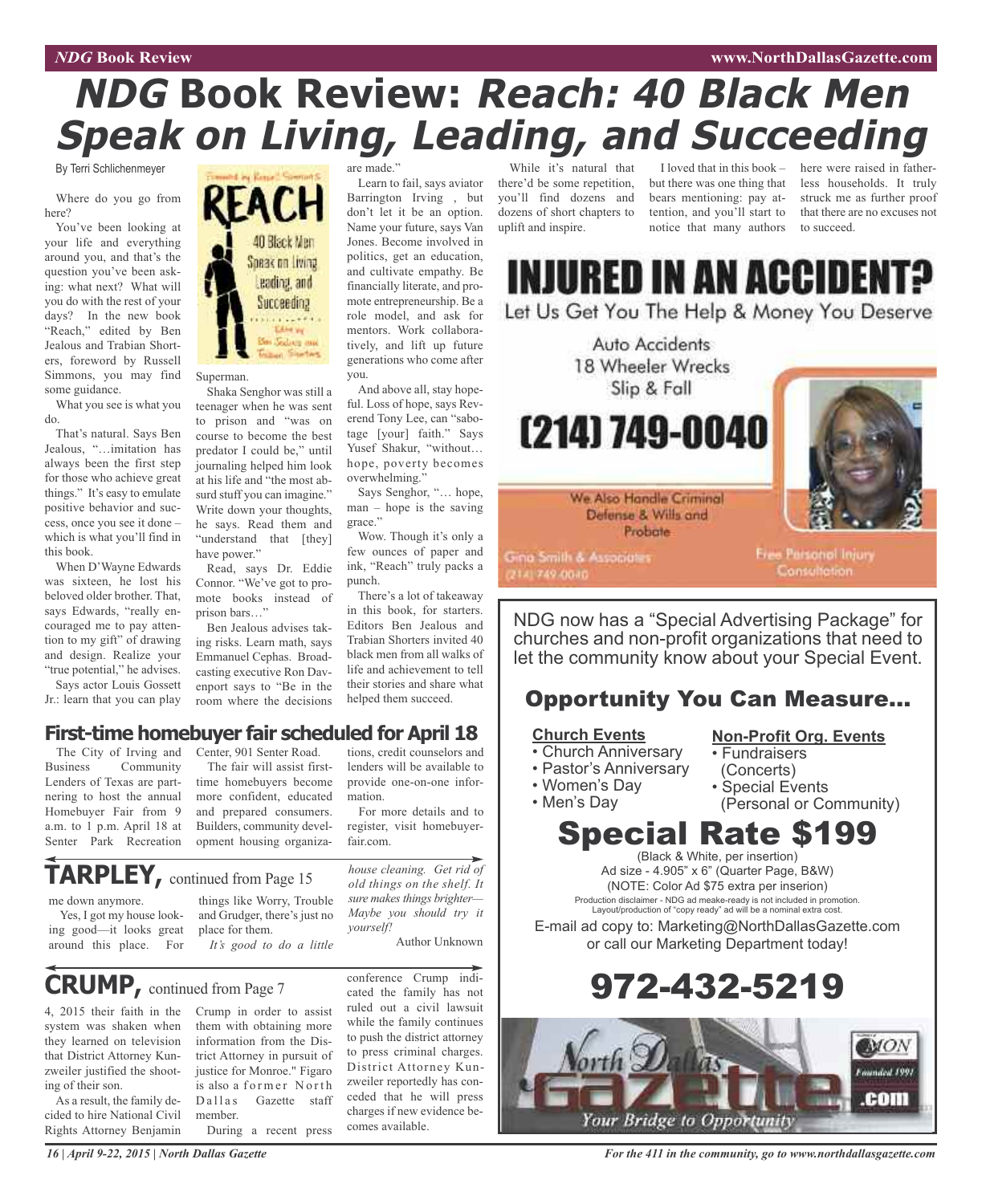# NDG Book Review: *Reach: 40 Black Men Speak on Living, Leading, and Succeeding*

By Terri Schlichenmeyer

Where do you go from here?

You've been looking at your life and everything around you, and that's the question you've been asking: what next? What will you do with the rest of your days? In the new book "Reach," edited by Ben Jealous and Trabian Shorters, foreword by Russell Simmons, you may find some guidance.

What you see is what you do.

That's natural. Says Ben Jealous, "…imitation has always been the first step for those who achieve great things." It's easy to emulate positive behavior and success, once you see it done – which is what you'll find in this book.

When D'Wayne Edwards was sixteen, he lost his beloved older brother. That, says Edwards, "really encouraged me to pay attention to my gift" of drawing and design. Realize your "true potential," he advises.

Says actor Louis Gossett Jr.: learn that you can play Superman.

Shaka Senghor was still a teenager when he was sent to prison and "was on course to become the best predator I could be," until journaling helped him look at his life and "the most absurd stuff you can imagine." Write down your thoughts, he says. Read them and "understand that [they] have power."

Read, says Dr. Eddie Connor. "We've got to promote books instead of prison bars…"

Ben Jealous advises taking risks. Learn math, says Emmanuel Cephas. Broadcasting executive Ron Davenport says to "Be in the room where the decisions are made."

Learn to fail, says aviator Barrington Irving , but don't let it be an option. Name your future, says Van Jones. Become involved in politics, get an education, and cultivate empathy. Be financially literate, and promote entrepreneurship. Be a role model, and ask for mentors. Work collaboratively, and lift up future generations who come after you.

And above all, stay hopeful. Loss of hope, says Reverend Tony Lee, can "sabotage [your] faith." Says Yusef Shakur, "without… hope, poverty becomes overwhelming."

Says Senghor, "… hope, man – hope is the saving grace."

Wow. Though it's only a few ounces of paper and ink, "Reach" truly packs a punch.

There's a lot of takeaway in this book, for starters. Editors Ben Jealous and Trabian Shorters invited 40 black men from all walks of life and achievement to tell their stories and share what helped them succeed.

While it's natural that there'd be some repetition, you'll find dozens and dozens of short chapters to uplift and inspire.

I loved that in this book – but there was one thing that bears mentioning: pay attention, and you'll start to notice that many authors here were raised in fatherless households. It truly struck me as further proof that there are no excuses not to succeed.

## First-time homebuyer fair scheduled for April 18

The City of Irving and Business Community Lenders of Texas are partnering to host the annual Homebuyer Fair from 9 a.m. to 1 p.m. April 18 at Senter Park Recreation Center, 901 Senter Road.

The fair will assist first-time homebuyers become more confident, educated and prepared consumers. Builders, community development housing organizations, credit counselors and lenders will be available to provide one-on-one information.

For more details and to register, visit homebuyerfair.com.

## TARPLEY, continued from Page 15

me down anymore.

Yes, I got my house looking good—it looks great around this place. For things like Worry, Trouble and Grudger, there's just no place for them.

*It's good to do a little house cleaning. Get rid of old things on the shelf. It sure makes things brighter— Maybe you should try it yourself!*

Author Unknown

## CRUMP, continued from Page 7

4, 2015 their faith in the system was shaken when they learned on television that District Attorney Kunzweiler justified the shooting of their son.

As a result, the family decided to hire National Civil Rights Attorney Benjamin Crump in order to assist them with obtaining more information from the District Attorney in pursuit of justice for Monroe." Figaro is also a former North Dallas Gazette staff member.

During a recent press conference Crump indicated the family has not ruled out a civil lawsuit while the family continues to push the district attorney to press criminal charges. District Attorney Kunzweiler reportedly has conceded that he will press charges if new evidence becomes available.

---

**INJURED IN AN ACCIDENT?**

Let Us Get You The Help & Money You Deserve

Auto Accidents
18 Wheeler Wrecks
Slip & Fall

**(214) 749-0040**

We Also Handle Criminal Defense & Wills and Probate

Gina Smith & Associates
(214) 749-0040

Free Personal Injury Consultation

---

NDG now has a "Special Advertising Package" for churches and non-profit organizations that need to let the community know about your Special Event.

**Opportunity You Can Measure...**

**Church Events**
- Church Anniversary
- Pastor's Anniversary
- Women's Day
- Men's Day

**Non-Profit Org. Events**
- Fundraisers (Concerts)
- Special Events (Personal or Community)

**Special Rate $199**

(Black & White, per insertion)
Ad size - 4.905" x 6" (Quarter Page, B&W)
(NOTE: Color Ad $75 extra per inserion)
Production disclaimer - NDG ad meake-ready is not included in promotion. Layout/production of "copy ready" ad will be a nominal extra cost.

E-mail ad copy to: Marketing@NorthDallasGazette.com
or call our Marketing Department today!

**972-432-5219**

North Dallas Gazette .com — Your Bridge to Opportunity